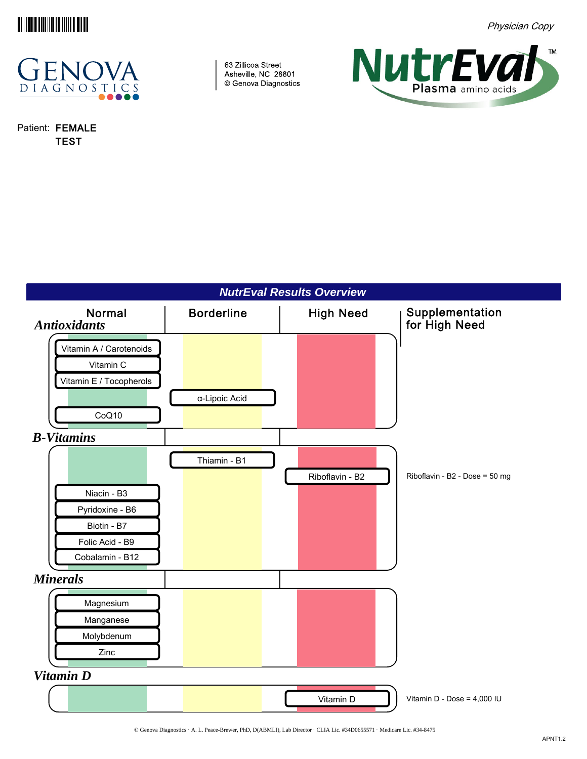Physician Copy

GENOVA DIAGNOSTICS

63 Zillicoa Street
Asheville, NC 28801
© Genova Diagnostics

NutrEval™ Plasma amino acids

Patient: **FEMALE TEST**

## NutrEval Results Overview

| Category | Normal | Borderline | High Need | Supplementation for High Need |
|---|---|---|---|---|
| ***Antioxidants*** | | | | |
| | Vitamin A / Carotenoids | | | |
| | Vitamin C | | | |
| | Vitamin E / Tocopherols | | | |
| | | α-Lipoic Acid | | |
| | CoQ10 | | | |
| ***B-Vitamins*** | | | | |
| | | Thiamin - B1 | | |
| | | | Riboflavin - B2 | Riboflavin - B2 - Dose = 50 mg |
| | Niacin - B3 | | | |
| | Pyridoxine - B6 | | | |
| | Biotin - B7 | | | |
| | Folic Acid - B9 | | | |
| | Cobalamin - B12 | | | |
| ***Minerals*** | | | | |
| | Magnesium | | | |
| | Manganese | | | |
| | Molybdenum | | | |
| | Zinc | | | |
| ***Vitamin D*** | | | | |
| | | | Vitamin D | Vitamin D - Dose = 4,000 IU |

© Genova Diagnostics · A. L. Peace-Brewer, PhD, D(ABMLI), Lab Director · CLIA Lic. #34D0655571 · Medicare Lic. #34-8475

APNT1.2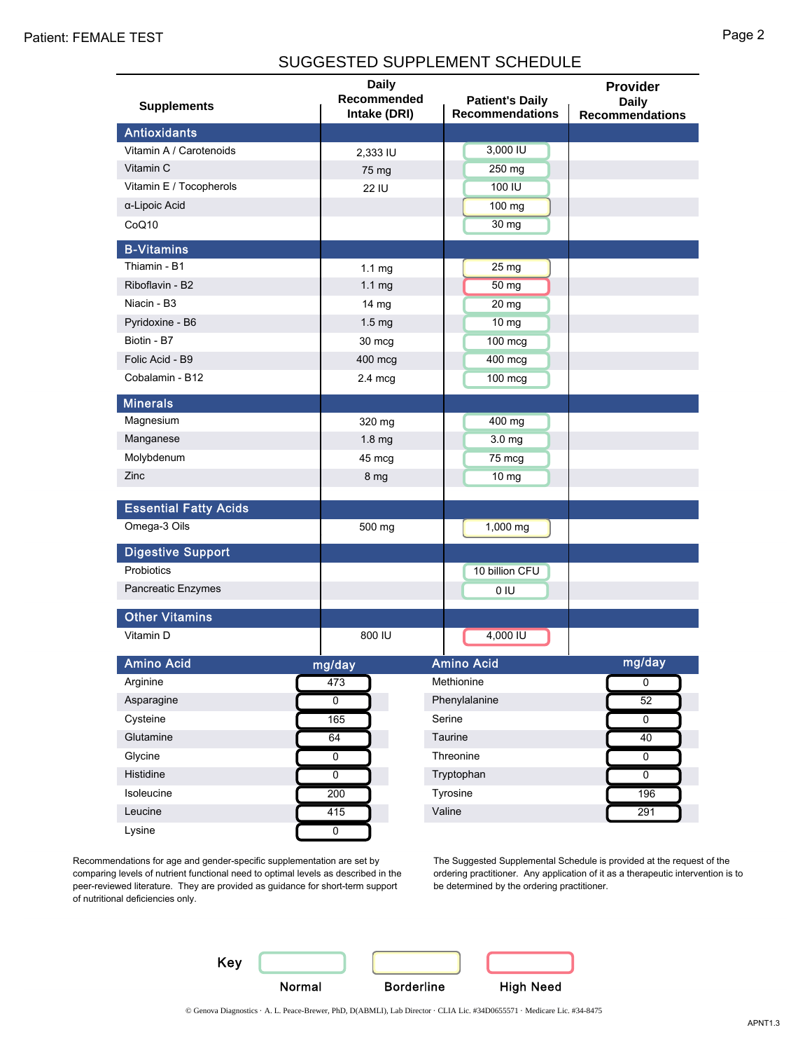Patient: FEMALE TEST

## SUGGESTED SUPPLEMENT SCHEDULE

| Supplements | Daily Recommended Intake (DRI) | Patient's Daily Recommendations | Provider Daily Recommendations |
|---|---|---|---|
| **Antioxidants** | | | |
| Vitamin A / Carotenoids | 2,333 IU | 3,000 IU | |
| Vitamin C | 75 mg | 250 mg | |
| Vitamin E / Tocopherols | 22 IU | 100 IU | |
| α-Lipoic Acid | | 100 mg | |
| CoQ10 | | 30 mg | |
| **B-Vitamins** | | | |
| Thiamin - B1 | 1.1 mg | 25 mg | |
| Riboflavin - B2 | 1.1 mg | 50 mg | |
| Niacin - B3 | 14 mg | 20 mg | |
| Pyridoxine - B6 | 1.5 mg | 10 mg | |
| Biotin - B7 | 30 mcg | 100 mcg | |
| Folic Acid - B9 | 400 mcg | 400 mcg | |
| Cobalamin - B12 | 2.4 mcg | 100 mcg | |
| **Minerals** | | | |
| Magnesium | 320 mg | 400 mg | |
| Manganese | 1.8 mg | 3.0 mg | |
| Molybdenum | 45 mcg | 75 mcg | |
| Zinc | 8 mg | 10 mg | |
| **Essential Fatty Acids** | | | |
| Omega-3 Oils | 500 mg | 1,000 mg | |
| **Digestive Support** | | | |
| Probiotics | | 10 billion CFU | |
| Pancreatic Enzymes | | 0 IU | |
| **Other Vitamins** | | | |
| Vitamin D | 800 IU | 4,000 IU | |

| Amino Acid | mg/day | Amino Acid | mg/day |
|---|---|---|---|
| Arginine | 473 | Methionine | 0 |
| Asparagine | 0 | Phenylalanine | 52 |
| Cysteine | 165 | Serine | 0 |
| Glutamine | 64 | Taurine | 40 |
| Glycine | 0 | Threonine | 0 |
| Histidine | 0 | Tryptophan | 0 |
| Isoleucine | 200 | Tyrosine | 196 |
| Leucine | 415 | Valine | 291 |
| Lysine | 0 | | |

Recommendations for age and gender-specific supplementation are set by comparing levels of nutrient functional need to optimal levels as described in the peer-reviewed literature. They are provided as guidance for short-term support of nutritional deficiencies only.

The Suggested Supplemental Schedule is provided at the request of the ordering practitioner. Any application of it as a therapeutic intervention is to be determined by the ordering practitioner.

**Key:** Normal | Borderline | High Need

© Genova Diagnostics · A. L. Peace-Brewer, PhD, D(ABMLI), Lab Director · CLIA Lic. #34D0655571 · Medicare Lic. #34-8475

APNT1.3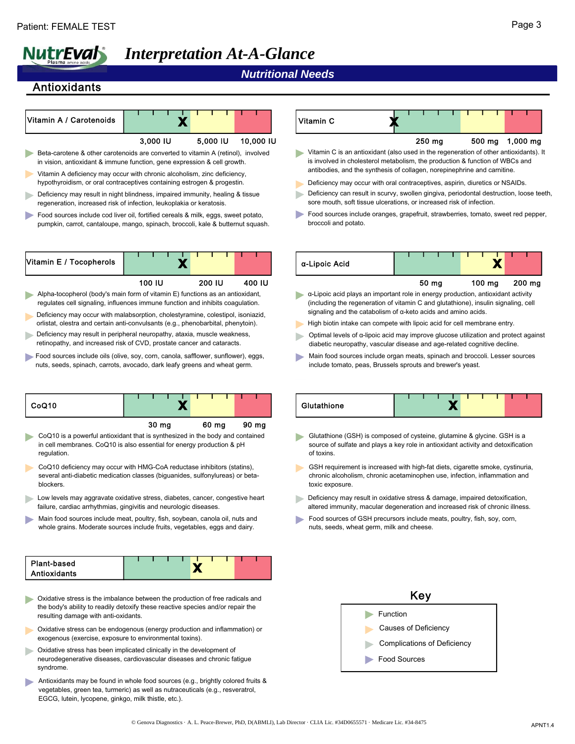Patient: FEMALE TEST

# NutrEval® Plasma amino acids — Interpretation At-A-Glance

## Nutritional Needs

## Antioxidants

### Vitamin A / Carotenoids

Scale: 3,000 IU | 5,000 IU | 10,000 IU — X marked in green zone near 5,000 IU

- Beta-carotene & other carotenoids are converted to vitamin A (retinol), involved in vision, antioxidant & immune function, gene expression & cell growth.
- Vitamin A deficiency may occur with chronic alcoholism, zinc deficiency, hypothyroidism, or oral contraceptives containing estrogen & progestin.
- Deficiency may result in night blindness, impaired immunity, healing & tissue regeneration, increased risk of infection, leukoplakia or keratosis.
- Food sources include cod liver oil, fortified cereals & milk, eggs, sweet potato, pumpkin, carrot, cantaloupe, mango, spinach, broccoli, kale & butternut squash.

### Vitamin C

Scale: 250 mg | 500 mg | 1,000 mg — X marked at start of green zone

- Vitamin C is an antioxidant (also used in the regeneration of other antioxidants). It is involved in cholesterol metabolism, the production & function of WBCs and antibodies, and the synthesis of collagen, norepinephrine and carnitine.
- Deficiency may occur with oral contraceptives, aspirin, diuretics or NSAIDs.
- Deficiency can result in scurvy, swollen gingiva, periodontal destruction, loose teeth, sore mouth, soft tissue ulcerations, or increased risk of infection.
- Food sources include oranges, grapefruit, strawberries, tomato, sweet red pepper, broccoli and potato.

### Vitamin E / Tocopherols

Scale: 100 IU | 200 IU | 400 IU — X marked in green zone near 200 IU

- Alpha-tocopherol (body's main form of vitamin E) functions as an antioxidant, regulates cell signaling, influences immune function and inhibits coagulation.
- Deficiency may occur with malabsorption, cholestyramine, colestipol, isoniazid, orlistat, olestra and certain anti-convulsants (e.g., phenobarbital, phenytoin).
- Deficiency may result in peripheral neuropathy, ataxia, muscle weakness, retinopathy, and increased risk of CVD, prostate cancer and cataracts.
- Food sources include oils (olive, soy, corn, canola, safflower, sunflower), eggs, nuts, seeds, spinach, carrots, avocado, dark leafy greens and wheat germ.

### α-Lipoic Acid

Scale: 50 mg | 100 mg | 200 mg — X marked in yellow zone near 100 mg

- α-Lipoic acid plays an important role in energy production, antioxidant activity (including the regeneration of vitamin C and glutathione), insulin signaling, cell signaling and the catabolism of α-keto acids and amino acids.
- High biotin intake can compete with lipoic acid for cell membrane entry.
- Optimal levels of α-lipoic acid may improve glucose utilization and protect against diabetic neuropathy, vascular disease and age-related cognitive decline.
- Main food sources include organ meats, spinach and broccoli. Lesser sources include tomato, peas, Brussels sprouts and brewer's yeast.

### CoQ10

Scale: 30 mg | 60 mg | 90 mg — X marked in green zone near 60 mg

- CoQ10 is a powerful antioxidant that is synthesized in the body and contained in cell membranes. CoQ10 is also essential for energy production & pH regulation.
- CoQ10 deficiency may occur with HMG-CoA reductase inhibitors (statins), several anti-diabetic medication classes (biguanides, sulfonylureas) or beta-blockers.
- Low levels may aggravate oxidative stress, diabetes, cancer, congestive heart failure, cardiac arrhythmias, gingivitis and neurologic diseases.
- Main food sources include meat, poultry, fish, soybean, canola oil, nuts and whole grains. Moderate sources include fruits, vegetables, eggs and dairy.

### Glutathione

X marked in green zone

- Glutathione (GSH) is composed of cysteine, glutamine & glycine. GSH is a source of sulfate and plays a key role in antioxidant activity and detoxification of toxins.
- GSH requirement is increased with high-fat diets, cigarette smoke, cystinuria, chronic alcoholism, chronic acetaminophen use, infection, inflammation and toxic exposure.
- Deficiency may result in oxidative stress & damage, impaired detoxification, altered immunity, macular degeneration and increased risk of chronic illness.
- Food sources of GSH precursors include meats, poultry, fish, soy, corn, nuts, seeds, wheat germ, milk and cheese.

### Plant-based Antioxidants

X marked at start of yellow zone

- Oxidative stress is the imbalance between the production of free radicals and the body's ability to readily detoxify these reactive species and/or repair the resulting damage with anti-oxidants.
- Oxidative stress can be endogenous (energy production and inflammation) or exogenous (exercise, exposure to environmental toxins).
- Oxidative stress has been implicated clinically in the development of neurodegenerative diseases, cardiovascular diseases and chronic fatigue syndrome.
- Antioxidants may be found in whole food sources (e.g., brightly colored fruits & vegetables, green tea, turmeric) as well as nutraceuticals (e.g., resveratrol, EGCG, lutein, lycopene, ginkgo, milk thistle, etc.).

### Key

- Function
- Causes of Deficiency
- Complications of Deficiency
- Food Sources

© Genova Diagnostics · A. L. Peace-Brewer, PhD, D(ABMLI), Lab Director · CLIA Lic. #34D0655571 · Medicare Lic. #34-8475

APNT1.4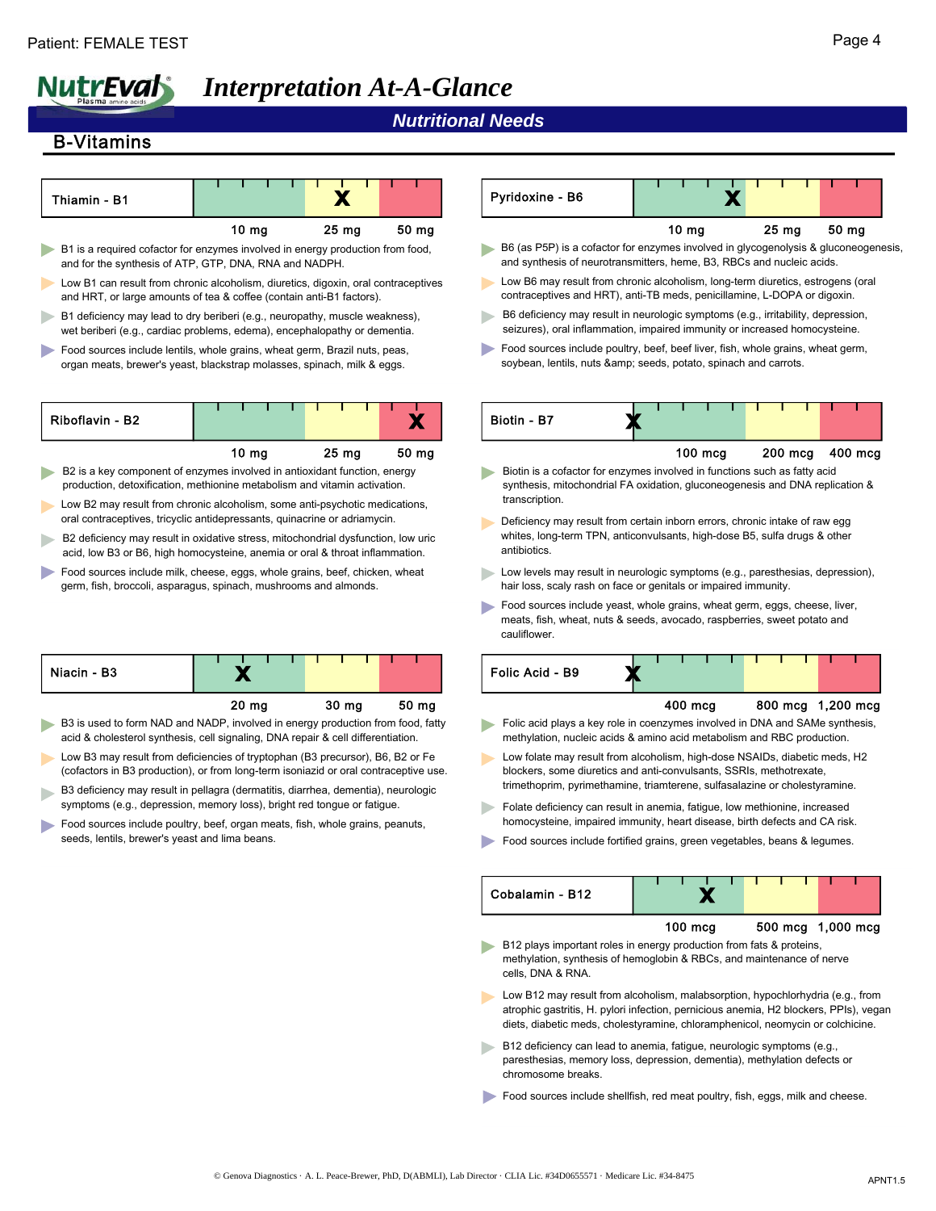Patient: FEMALE TEST

# NutrEval Plasma amino acids — Interpretation At-A-Glance

## Nutritional Needs

### B-Vitamins

#### Thiamin - B1

Result marker: X (yellow zone)

Scale: 10 mg | 25 mg | 50 mg

- B1 is a required cofactor for enzymes involved in energy production from food, and for the synthesis of ATP, GTP, DNA, RNA and NADPH.
- Low B1 can result from chronic alcoholism, diuretics, digoxin, oral contraceptives and HRT, or large amounts of tea & coffee (contain anti-B1 factors).
- B1 deficiency may lead to dry beriberi (e.g., neuropathy, muscle weakness), wet beriberi (e.g., cardiac problems, edema), encephalopathy or dementia.
- Food sources include lentils, whole grains, wheat germ, Brazil nuts, peas, organ meats, brewer's yeast, blackstrap molasses, spinach, milk & eggs.

#### Riboflavin - B2

Result marker: X (red zone)

Scale: 10 mg | 25 mg | 50 mg

- B2 is a key component of enzymes involved in antioxidant function, energy production, detoxification, methionine metabolism and vitamin activation.
- Low B2 may result from chronic alcoholism, some anti-psychotic medications, oral contraceptives, tricyclic antidepressants, quinacrine or adriamycin.
- B2 deficiency may result in oxidative stress, mitochondrial dysfunction, low uric acid, low B3 or B6, high homocysteine, anemia or oral & throat inflammation.
- Food sources include milk, cheese, eggs, whole grains, beef, chicken, wheat germ, fish, broccoli, asparagus, spinach, mushrooms and almonds.

#### Niacin - B3

Result marker: X (green zone)

Scale: 20 mg | 30 mg | 50 mg

- B3 is used to form NAD and NADP, involved in energy production from food, fatty acid & cholesterol synthesis, cell signaling, DNA repair & cell differentiation.
- Low B3 may result from deficiencies of tryptophan (B3 precursor), B6, B2 or Fe (cofactors in B3 production), or from long-term isoniazid or oral contraceptive use.
- B3 deficiency may result in pellagra (dermatitis, diarrhea, dementia), neurologic symptoms (e.g., depression, memory loss), bright red tongue or fatigue.
- Food sources include poultry, beef, organ meats, fish, whole grains, peanuts, seeds, lentils, brewer's yeast and lima beans.

#### Pyridoxine - B6

Result marker: X (green zone)

Scale: 10 mg | 25 mg | 50 mg

- B6 (as P5P) is a cofactor for enzymes involved in glycogenolysis & gluconeogenesis, and synthesis of neurotransmitters, heme, B3, RBCs and nucleic acids.
- Low B6 may result from chronic alcoholism, long-term diuretics, estrogens (oral contraceptives and HRT), anti-TB meds, penicillamine, L-DOPA or digoxin.
- B6 deficiency may result in neurologic symptoms (e.g., irritability, depression, seizures), oral inflammation, impaired immunity or increased homocysteine.
- Food sources include poultry, beef, beef liver, fish, whole grains, wheat germ, soybean, lentils, nuts &amp; seeds, potato, spinach and carrots.

#### Biotin - B7

Result marker: X (left edge of green zone)

Scale: 100 mcg | 200 mcg | 400 mcg

- Biotin is a cofactor for enzymes involved in functions such as fatty acid synthesis, mitochondrial FA oxidation, gluconeogenesis and DNA replication & transcription.
- Deficiency may result from certain inborn errors, chronic intake of raw egg whites, long-term TPN, anticonvulsants, high-dose B5, sulfa drugs & other antibiotics.
- Low levels may result in neurologic symptoms (e.g., paresthesias, depression), hair loss, scaly rash on face or genitals or impaired immunity.
- Food sources include yeast, whole grains, wheat germ, eggs, cheese, liver, meats, fish, wheat, nuts & seeds, avocado, raspberries, sweet potato and cauliflower.

#### Folic Acid - B9

Result marker: X (left edge of green zone)

Scale: 400 mcg | 800 mcg | 1,200 mcg

- Folic acid plays a key role in coenzymes involved in DNA and SAMe synthesis, methylation, nucleic acids & amino acid metabolism and RBC production.
- Low folate may result from alcoholism, high-dose NSAIDs, diabetic meds, H2 blockers, some diuretics and anti-convulsants, SSRIs, methotrexate, trimethoprim, pyrimethamine, triamterene, sulfasalazine or cholestyramine.
- Folate deficiency can result in anemia, fatigue, low methionine, increased homocysteine, impaired immunity, heart disease, birth defects and CA risk.
- Food sources include fortified grains, green vegetables, beans & legumes.

#### Cobalamin - B12

Result marker: X (green zone)

Scale: 100 mcg | 500 mcg | 1,000 mcg

- B12 plays important roles in energy production from fats & proteins, methylation, synthesis of hemoglobin & RBCs, and maintenance of nerve cells, DNA & RNA.
- Low B12 may result from alcoholism, malabsorption, hypochlorhydria (e.g., from atrophic gastritis, H. pylori infection, pernicious anemia, H2 blockers, PPIs), vegan diets, diabetic meds, cholestyramine, chloramphenicol, neomycin or colchicine.
- B12 deficiency can lead to anemia, fatigue, neurologic symptoms (e.g., paresthesias, memory loss, depression, dementia), methylation defects or chromosome breaks.
- Food sources include shellfish, red meat poultry, fish, eggs, milk and cheese.

© Genova Diagnostics · A. L. Peace-Brewer, PhD, D(ABMLI), Lab Director · CLIA Lic. #34D0655571 · Medicare Lic. #34-8475

APNT1.5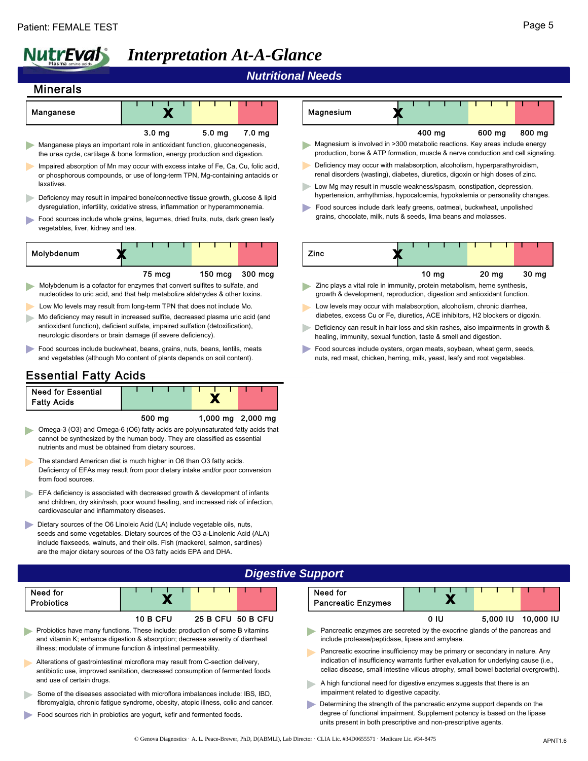Patient: FEMALE TEST

# NutrEval Plasma amino acids — Interpretation At-A-Glance

## Nutritional Needs

### Minerals

**Manganese** — X marked in green zone (scale: 3.0 mg, 5.0 mg, 7.0 mg)

- Manganese plays an important role in antioxidant function, gluconeogenesis, the urea cycle, cartilage & bone formation, energy production and digestion.
- Impaired absorption of Mn may occur with excess intake of Fe, Ca, Cu, folic acid, or phosphorous compounds, or use of long-term TPN, Mg-containing antacids or laxatives.
- Deficiency may result in impaired bone/connective tissue growth, glucose & lipid dysregulation, infertility, oxidative stress, inflammation or hyperammonemia.
- Food sources include whole grains, legumes, dried fruits, nuts, dark green leafy vegetables, liver, kidney and tea.

**Magnesium** — X marked at start of scale (scale: 400 mg, 600 mg, 800 mg)

- Magnesium is involved in >300 metabolic reactions. Key areas include energy production, bone & ATP formation, muscle & nerve conduction and cell signaling.
- Deficiency may occur with malabsorption, alcoholism, hyperparathyroidism, renal disorders (wasting), diabetes, diuretics, digoxin or high doses of zinc.
- Low Mg may result in muscle weakness/spasm, constipation, depression, hypertension, arrhythmias, hypocalcemia, hypokalemia or personality changes.
- Food sources include dark leafy greens, oatmeal, buckwheat, unpolished grains, chocolate, milk, nuts & seeds, lima beans and molasses.

**Molybdenum** — X marked at start of scale (scale: 75 mcg, 150 mcg, 300 mcg)

- Molybdenum is a cofactor for enzymes that convert sulfites to sulfate, and nucleotides to uric acid, and that help metabolize aldehydes & other toxins.
- Low Mo levels may result from long-term TPN that does not include Mo.
- Mo deficiency may result in increased sulfite, decreased plasma uric acid (and antioxidant function), deficient sulfate, impaired sulfation (detoxification), neurologic disorders or brain damage (if severe deficiency).
- Food sources include buckwheat, beans, grains, nuts, beans, lentils, meats and vegetables (although Mo content of plants depends on soil content).

**Zinc** — X marked at start of scale (scale: 10 mg, 20 mg, 30 mg)

- Zinc plays a vital role in immunity, protein metabolism, heme synthesis, growth & development, reproduction, digestion and antioxidant function.
- Low levels may occur with malabsorption, alcoholism, chronic diarrhea, diabetes, excess Cu or Fe, diuretics, ACE inhibitors, H2 blockers or digoxin.
- Deficiency can result in hair loss and skin rashes, also impairments in growth & healing, immunity, sexual function, taste & smell and digestion.
- Food sources include oysters, organ meats, soybean, wheat germ, seeds, nuts, red meat, chicken, herring, milk, yeast, leafy and root vegetables.

### Essential Fatty Acids

**Need for Essential Fatty Acids** — X marked in yellow zone (scale: 500 mg, 1,000 mg, 2,000 mg)

- Omega-3 (O3) and Omega-6 (O6) fatty acids are polyunsaturated fatty acids that cannot be synthesized by the human body. They are classified as essential nutrients and must be obtained from dietary sources.
- The standard American diet is much higher in O6 than O3 fatty acids. Deficiency of EFAs may result from poor dietary intake and/or poor conversion from food sources.
- EFA deficiency is associated with decreased growth & development of infants and children, dry skin/rash, poor wound healing, and increased risk of infection, cardiovascular and inflammatory diseases.
- Dietary sources of the O6 Linoleic Acid (LA) include vegetable oils, nuts, seeds and some vegetables. Dietary sources of the O3 a-Linolenic Acid (ALA) include flaxseeds, walnuts, and their oils. Fish (mackerel, salmon, sardines) are the major dietary sources of the O3 fatty acids EPA and DHA.

## Digestive Support

**Need for Probiotics** — X marked in green zone (scale: 10 B CFU, 25 B CFU, 50 B CFU)

- Probiotics have many functions. These include: production of some B vitamins and vitamin K; enhance digestion & absorption; decrease severity of diarrheal illness; modulate of immune function & intestinal permeability.
- Alterations of gastrointestinal microflora may result from C-section delivery, antibiotic use, improved sanitation, decreased consumption of fermented foods and use of certain drugs.
- Some of the diseases associated with microflora imbalances include: IBS, IBD, fibromyalgia, chronic fatigue syndrome, obesity, atopic illness, colic and cancer.
- Food sources rich in probiotics are yogurt, kefir and fermented foods.

**Need for Pancreatic Enzymes** — X marked in green zone (scale: 0 IU, 5,000 IU, 10,000 IU)

- Pancreatic enzymes are secreted by the exocrine glands of the pancreas and include protease/peptidase, lipase and amylase.
- Pancreatic exocrine insufficiency may be primary or secondary in nature. Any indication of insufficiency warrants further evaluation for underlying cause (i.e., celiac disease, small intestine villous atrophy, small bowel bacterial overgrowth).
- A high functional need for digestive enzymes suggests that there is an impairment related to digestive capacity.
- Determining the strength of the pancreatic enzyme support depends on the degree of functional impairment. Supplement potency is based on the lipase units present in both prescriptive and non-prescriptive agents.

© Genova Diagnostics · A. L. Peace-Brewer, PhD, D(ABMLI), Lab Director · CLIA Lic. #34D0655571 · Medicare Lic. #34-8475

APNT1.6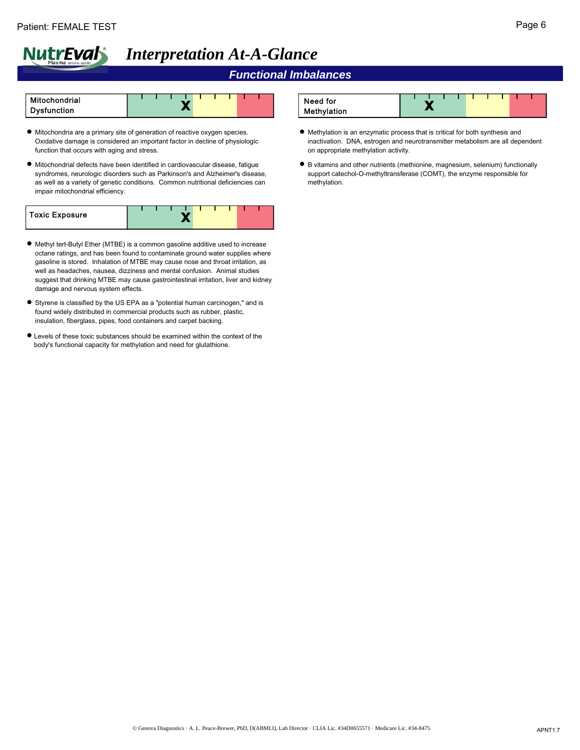# Interpretation At-A-Glance

## Functional Imbalances

### Mitochondrial Dysfunction

| Mitochondrial Dysfunction | X (green zone) |
|---|---|

- Mitochondria are a primary site of generation of reactive oxygen species. Oxidative damage is considered an important factor in decline of physiologic function that occurs with aging and stress.
- Mitochondrial defects have been identified in cardiovascular disease, fatigue syndromes, neurologic disorders such as Parkinson's and Alzheimer's disease, as well as a variety of genetic conditions. Common nutritional deficiencies can impair mitochondrial efficiency.

### Toxic Exposure

| Toxic Exposure | X (green zone) |
|---|---|

- Methyl tert-Butyl Ether (MTBE) is a common gasoline additive used to increase octane ratings, and has been found to contaminate ground water supplies where gasoline is stored. Inhalation of MTBE may cause nose and throat irritation, as well as headaches, nausea, dizziness and mental confusion. Animal studies suggest that drinking MTBE may cause gastrointestinal irritation, liver and kidney damage and nervous system effects.
- Styrene is classified by the US EPA as a "potential human carcinogen," and is found widely distributed in commercial products such as rubber, plastic, insulation, fiberglass, pipes, food containers and carpet backing.
- Levels of these toxic substances should be examined within the context of the body's functional capacity for methylation and need for glutathione.

### Need for Methylation

| Need for Methylation | X (green zone) |
|---|---|

- Methylation is an enzymatic process that is critical for both synthesis and inactivation. DNA, estrogen and neurotransmitter metabolism are all dependent on appropriate methylation activity.
- B vitamins and other nutrients (methionine, magnesium, selenium) functionally support catechol-O-methyltransferase (COMT), the enzyme responsible for methylation.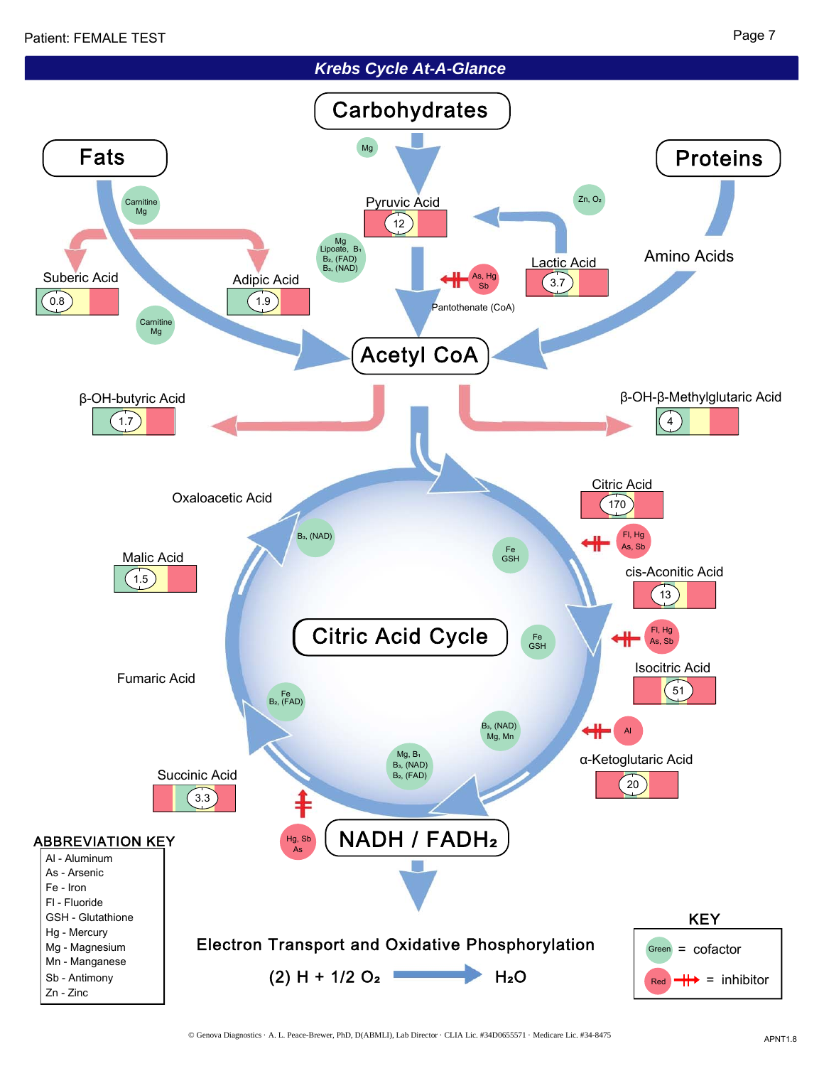Patient: FEMALE TEST

## *Krebs Cycle At-A-Glance*

Carbohydrates

Fats

Proteins

Mg

Carnitine Mg

Pyruvic Acid 12

Zn, $O_2$

Mg Lipoate, $B_1$ $B_2$, (FAD) $B_3$, (NAD)

Lactic Acid 3.7

Amino Acids

Suberic Acid 0.8

Adipic Acid 1.9

As, Hg Sb

Pantothenate (CoA)

Carnitine Mg

Acetyl CoA

β-OH-butyric Acid 1.7

β-OH-β-Methylglutaric Acid 4

Oxaloacetic Acid

Citric Acid 170

$B_3$, (NAD)

Fe GSH

Fl, Hg As, Sb

Malic Acid 1.5

cis-Aconitic Acid 13

Citric Acid Cycle

Fe GSH

Fl, Hg As, Sb

Fumaric Acid

Fe $B_2$, (FAD)

Isocitric Acid 51

$B_3$, (NAD) Mg, Mn

Al

α-Ketoglutaric Acid 20

Mg, $B_1$ $B_3$, (NAD) $B_2$, (FAD)

Succinic Acid 3.3

Hg, Sb As

NADH / $FADH_2$

**ABBREVIATION KEY**

- Al - Aluminum
- As - Arsenic
- Fe - Iron
- Fl - Fluoride
- GSH - Glutathione
- Hg - Mercury
- Mg - Magnesium
- Mn - Manganese
- Sb - Antimony
- Zn - Zinc

**Electron Transport and Oxidative Phosphorylation**

$$(2)\ H + 1/2\ O_2 \rightarrow H_2O$$

**KEY**

- Green = cofactor
- Red = inhibitor

© Genova Diagnostics · A. L. Peace-Brewer, PhD, D(ABMLI), Lab Director · CLIA Lic. #34D0655571 · Medicare Lic. #34-8475

APNT1.8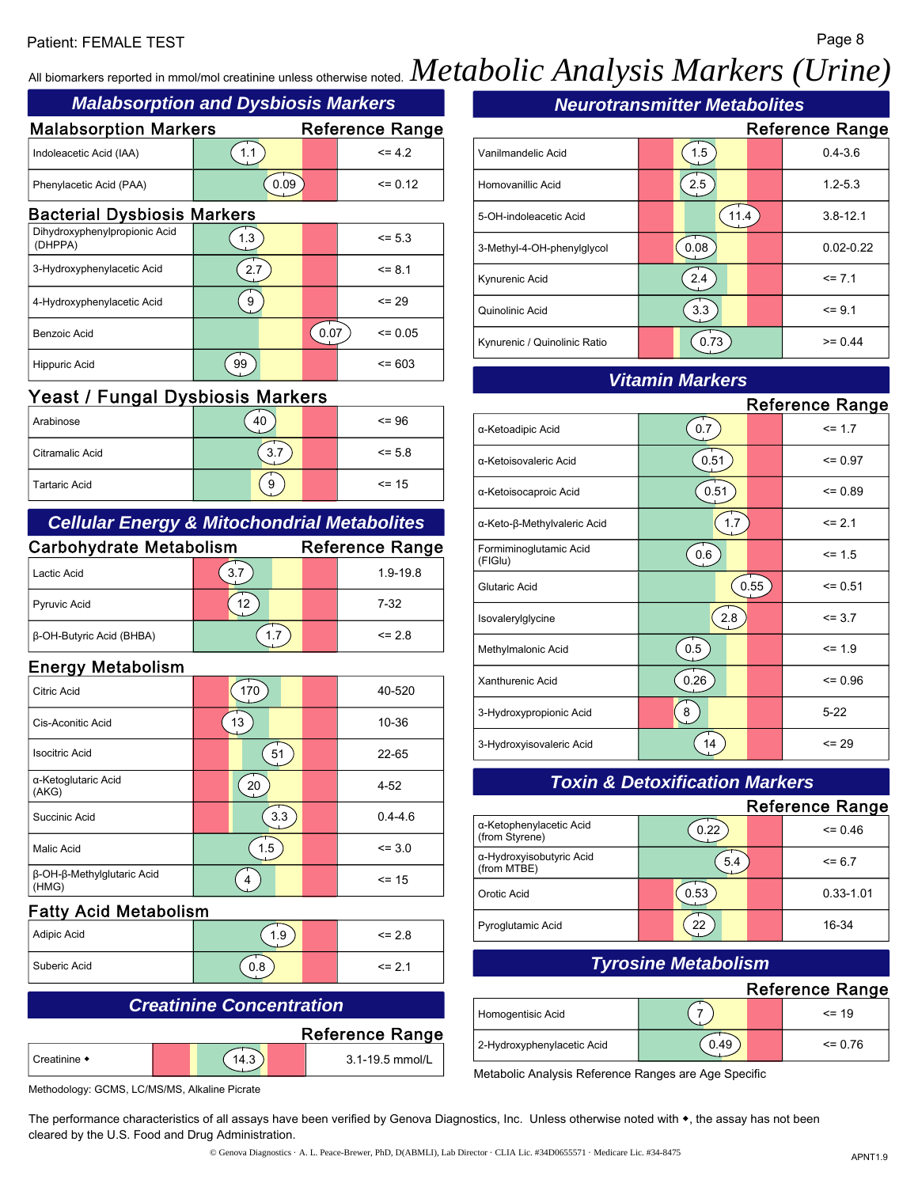Patient: FEMALE TEST

All biomarkers reported in mmol/mol creatinine unless otherwise noted.

# Metabolic Analysis Markers (Urine)

## Malabsorption and Dysbiosis Markers

### Malabsorption Markers

| Marker | Result | Reference Range |
|---|---|---|
| Indoleacetic Acid (IAA) | 1.1 | <= 4.2 |
| Phenylacetic Acid (PAA) | 0.09 | <= 0.12 |

### Bacterial Dysbiosis Markers

| Marker | Result | Reference Range |
|---|---|---|
| Dihydroxyphenylpropionic Acid (DHPPA) | 1.3 | <= 5.3 |
| 3-Hydroxyphenylacetic Acid | 2.7 | <= 8.1 |
| 4-Hydroxyphenylacetic Acid | 9 | <= 29 |
| Benzoic Acid | 0.07 | <= 0.05 |
| Hippuric Acid | 99 | <= 603 |

### Yeast / Fungal Dysbiosis Markers

| Marker | Result | Reference Range |
|---|---|---|
| Arabinose | 40 | <= 96 |
| Citramalic Acid | 3.7 | <= 5.8 |
| Tartaric Acid | 9 | <= 15 |

## Cellular Energy & Mitochondrial Metabolites

### Carbohydrate Metabolism

| Marker | Result | Reference Range |
|---|---|---|
| Lactic Acid | 3.7 | 1.9-19.8 |
| Pyruvic Acid | 12 | 7-32 |
| β-OH-Butyric Acid (BHBA) | 1.7 | <= 2.8 |

### Energy Metabolism

| Marker | Result | Reference Range |
|---|---|---|
| Citric Acid | 170 | 40-520 |
| Cis-Aconitic Acid | 13 | 10-36 |
| Isocitric Acid | 51 | 22-65 |
| α-Ketoglutaric Acid (AKG) | 20 | 4-52 |
| Succinic Acid | 3.3 | 0.4-4.6 |
| Malic Acid | 1.5 | <= 3.0 |
| β-OH-β-Methylglutaric Acid (HMG) | 4 | <= 15 |

### Fatty Acid Metabolism

| Marker | Result | Reference Range |
|---|---|---|
| Adipic Acid | 1.9 | <= 2.8 |
| Suberic Acid | 0.8 | <= 2.1 |

## Creatinine Concentration

| Marker | Result | Reference Range |
|---|---|---|
| Creatinine ◆ | 14.3 | 3.1-19.5 mmol/L |

Methodology: GCMS, LC/MS/MS, Alkaline Picrate

## Neurotransmitter Metabolites

| Marker | Result | Reference Range |
|---|---|---|
| Vanilmandelic Acid | 1.5 | 0.4-3.6 |
| Homovanillic Acid | 2.5 | 1.2-5.3 |
| 5-OH-indoleacetic Acid | 11.4 | 3.8-12.1 |
| 3-Methyl-4-OH-phenylglycol | 0.08 | 0.02-0.22 |
| Kynurenic Acid | 2.4 | <= 7.1 |
| Quinolinic Acid | 3.3 | <= 9.1 |
| Kynurenic / Quinolinic Ratio | 0.73 | >= 0.44 |

## Vitamin Markers

| Marker | Result | Reference Range |
|---|---|---|
| α-Ketoadipic Acid | 0.7 | <= 1.7 |
| α-Ketoisovaleric Acid | 0.51 | <= 0.97 |
| α-Ketoisocaproic Acid | 0.51 | <= 0.89 |
| α-Keto-β-Methylvaleric Acid | 1.7 | <= 2.1 |
| Formiminoglutamic Acid (FIGlu) | 0.6 | <= 1.5 |
| Glutaric Acid | 0.55 | <= 0.51 |
| Isovalerylglycine | 2.8 | <= 3.7 |
| Methylmalonic Acid | 0.5 | <= 1.9 |
| Xanthurenic Acid | 0.26 | <= 0.96 |
| 3-Hydroxypropionic Acid | 8 | 5-22 |
| 3-Hydroxyisovaleric Acid | 14 | <= 29 |

## Toxin & Detoxification Markers

| Marker | Result | Reference Range |
|---|---|---|
| α-Ketophenylacetic Acid (from Styrene) | 0.22 | <= 0.46 |
| α-Hydroxyisobutyric Acid (from MTBE) | 5.4 | <= 6.7 |
| Orotic Acid | 0.53 | 0.33-1.01 |
| Pyroglutamic Acid | 22 | 16-34 |

## Tyrosine Metabolism

| Marker | Result | Reference Range |
|---|---|---|
| Homogentisic Acid | 7 | <= 19 |
| 2-Hydroxyphenylacetic Acid | 0.49 | <= 0.76 |

Metabolic Analysis Reference Ranges are Age Specific

The performance characteristics of all assays have been verified by Genova Diagnostics, Inc. Unless otherwise noted with ◆, the assay has not been cleared by the U.S. Food and Drug Administration.

© Genova Diagnostics · A. L. Peace-Brewer, PhD, D(ABMLI), Lab Director · CLIA Lic. #34D0655571 · Medicare Lic. #34-8475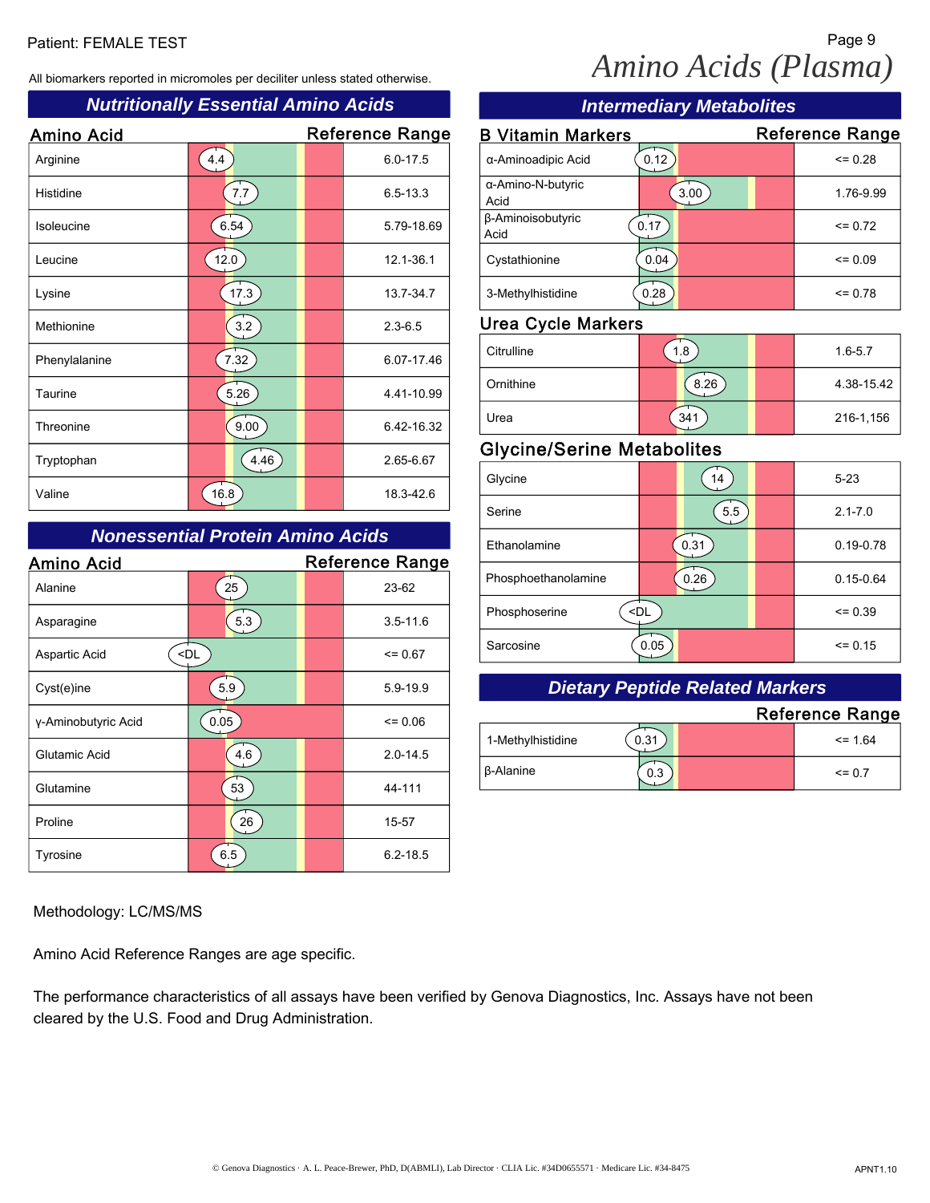Patient: FEMALE TEST

# Amino Acids (Plasma)

All biomarkers reported in micromoles per deciliter unless stated otherwise.

## Nutritionally Essential Amino Acids

| Amino Acid | Result | Reference Range |
|---|---|---|
| Arginine | 4.4 | 6.0-17.5 |
| Histidine | 7.7 | 6.5-13.3 |
| Isoleucine | 6.54 | 5.79-18.69 |
| Leucine | 12.0 | 12.1-36.1 |
| Lysine | 17.3 | 13.7-34.7 |
| Methionine | 3.2 | 2.3-6.5 |
| Phenylalanine | 7.32 | 6.07-17.46 |
| Taurine | 5.26 | 4.41-10.99 |
| Threonine | 9.00 | 6.42-16.32 |
| Tryptophan | 4.46 | 2.65-6.67 |
| Valine | 16.8 | 18.3-42.6 |

## Nonessential Protein Amino Acids

| Amino Acid | Result | Reference Range |
|---|---|---|
| Alanine | 25 | 23-62 |
| Asparagine | 5.3 | 3.5-11.6 |
| Aspartic Acid | <DL | <= 0.67 |
| Cyst(e)ine | 5.9 | 5.9-19.9 |
| γ-Aminobutyric Acid | 0.05 | <= 0.06 |
| Glutamic Acid | 4.6 | 2.0-14.5 |
| Glutamine | 53 | 44-111 |
| Proline | 26 | 15-57 |
| Tyrosine | 6.5 | 6.2-18.5 |

## Intermediary Metabolites

### B Vitamin Markers

| B Vitamin Markers | Result | Reference Range |
|---|---|---|
| α-Aminoadipic Acid | 0.12 | <= 0.28 |
| α-Amino-N-butyric Acid | 3.00 | 1.76-9.99 |
| β-Aminoisobutyric Acid | 0.17 | <= 0.72 |
| Cystathionine | 0.04 | <= 0.09 |
| 3-Methylhistidine | 0.28 | <= 0.78 |

### Urea Cycle Markers

| Urea Cycle Markers | Result | Reference Range |
|---|---|---|
| Citrulline | 1.8 | 1.6-5.7 |
| Ornithine | 8.26 | 4.38-15.42 |
| Urea | 341 | 216-1,156 |

### Glycine/Serine Metabolites

| Glycine/Serine Metabolites | Result | Reference Range |
|---|---|---|
| Glycine | 14 | 5-23 |
| Serine | 5.5 | 2.1-7.0 |
| Ethanolamine | 0.31 | 0.19-0.78 |
| Phosphoethanolamine | 0.26 | 0.15-0.64 |
| Phosphoserine | <DL | <= 0.39 |
| Sarcosine | 0.05 | <= 0.15 |

## Dietary Peptide Related Markers

| Marker | Result | Reference Range |
|---|---|---|
| 1-Methylhistidine | 0.31 | <= 1.64 |
| β-Alanine | 0.3 | <= 0.7 |

Methodology: LC/MS/MS

Amino Acid Reference Ranges are age specific.

The performance characteristics of all assays have been verified by Genova Diagnostics, Inc. Assays have not been cleared by the U.S. Food and Drug Administration.

© Genova Diagnostics · A. L. Peace-Brewer, PhD, D(ABMLI), Lab Director · CLIA Lic. #34D0655571 · Medicare Lic. #34-8475

APNT1.10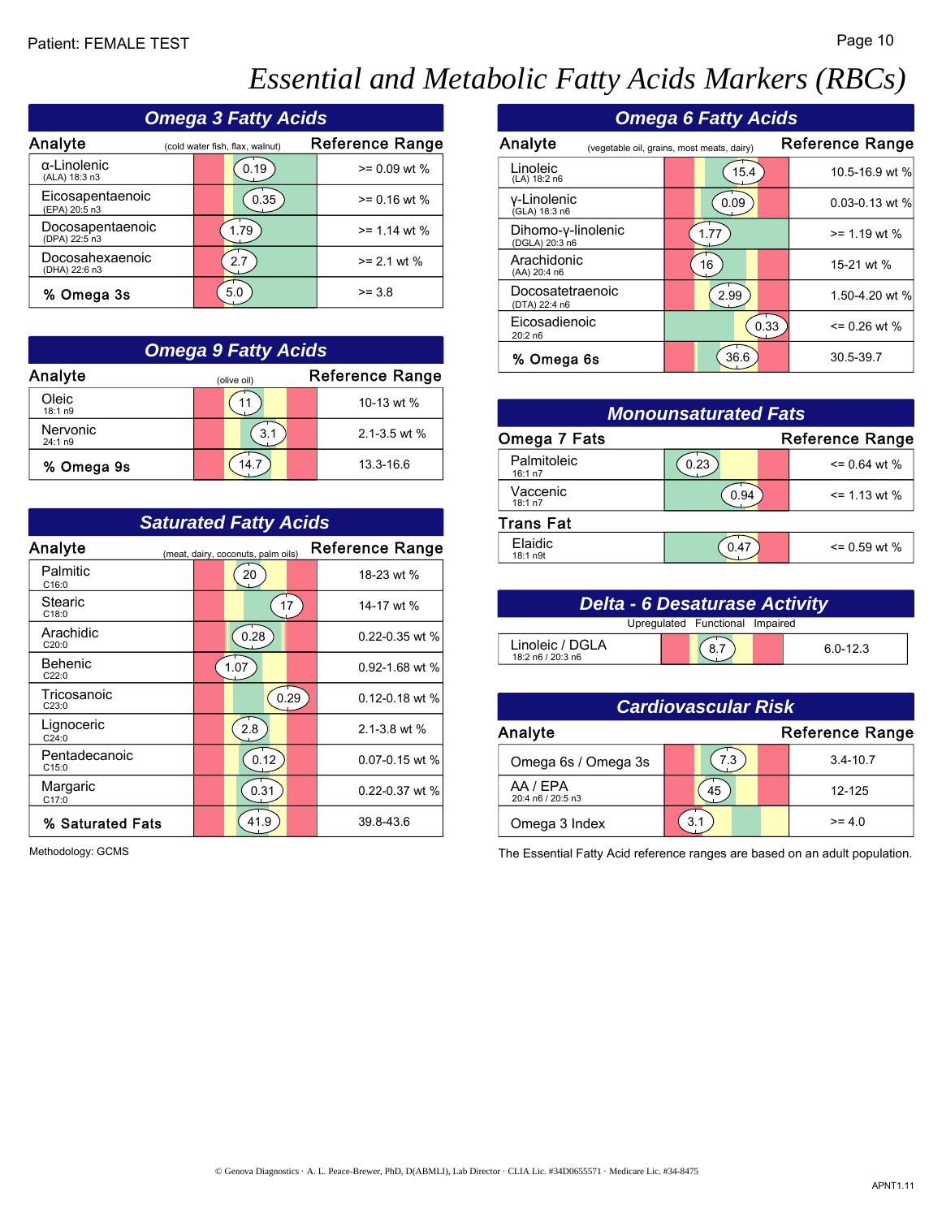Patient: FEMALE TEST

# Essential and Metabolic Fatty Acids Markers (RBCs)

## Omega 3 Fatty Acids

| Analyte (cold water fish, flax, walnut) | Result | Reference Range |
|---|---|---|
| α-Linolenic (ALA) 18:3 n3 | 0.19 | >= 0.09 wt % |
| Eicosapentaenoic (EPA) 20:5 n3 | 0.35 | >= 0.16 wt % |
| Docosapentaenoic (DPA) 22:5 n3 | 1.79 | >= 1.14 wt % |
| Docosahexaenoic (DHA) 22:6 n3 | 2.7 | >= 2.1 wt % |
| **% Omega 3s** | 5.0 | >= 3.8 |

## Omega 9 Fatty Acids

| Analyte (olive oil) | Result | Reference Range |
|---|---|---|
| Oleic 18:1 n9 | 11 | 10-13 wt % |
| Nervonic 24:1 n9 | 3.1 | 2.1-3.5 wt % |
| **% Omega 9s** | 14.7 | 13.3-16.6 |

## Saturated Fatty Acids

| Analyte (meat, dairy, coconuts, palm oils) | Result | Reference Range |
|---|---|---|
| Palmitic C16:0 | 20 | 18-23 wt % |
| Stearic C18:0 | 17 | 14-17 wt % |
| Arachidic C20:0 | 0.28 | 0.22-0.35 wt % |
| Behenic C22:0 | 1.07 | 0.92-1.68 wt % |
| Tricosanoic C23:0 | 0.29 | 0.12-0.18 wt % |
| Lignoceric C24:0 | 2.8 | 2.1-3.8 wt % |
| Pentadecanoic C15:0 | 0.12 | 0.07-0.15 wt % |
| Margaric C17:0 | 0.31 | 0.22-0.37 wt % |
| **% Saturated Fats** | 41.9 | 39.8-43.6 |

Methodology: GCMS

## Omega 6 Fatty Acids

| Analyte (vegetable oil, grains, most meats, dairy) | Result | Reference Range |
|---|---|---|
| Linoleic (LA) 18:2 n6 | 15.4 | 10.5-16.9 wt % |
| γ-Linolenic (GLA) 18:3 n6 | 0.09 | 0.03-0.13 wt % |
| Dihomo-γ-linolenic (DGLA) 20:3 n6 | 1.77 | >= 1.19 wt % |
| Arachidonic (AA) 20:4 n6 | 16 | 15-21 wt % |
| Docosatetraenoic (DTA) 22:4 n6 | 2.99 | 1.50-4.20 wt % |
| Eicosadienoic 20:2 n6 | 0.33 | <= 0.26 wt % |
| **% Omega 6s** | 36.6 | 30.5-39.7 |

## Monounsaturated Fats

| Omega 7 Fats | Result | Reference Range |
|---|---|---|
| Palmitoleic 16:1 n7 | 0.23 | <= 0.64 wt % |
| Vaccenic 18:1 n7 | 0.94 | <= 1.13 wt % |
| **Trans Fat** | | |
| Elaidic 18:1 n9t | 0.47 | <= 0.59 wt % |

## Delta - 6 Desaturase Activity

Upregulated · Functional · Impaired

| Analyte | Result | Reference Range |
|---|---|---|
| Linoleic / DGLA 18:2 n6 / 20:3 n6 | 8.7 | 6.0-12.3 |

## Cardiovascular Risk

| Analyte | Result | Reference Range |
|---|---|---|
| Omega 6s / Omega 3s | 7.3 | 3.4-10.7 |
| AA / EPA 20:4 n6 / 20:5 n3 | 45 | 12-125 |
| Omega 3 Index | 3.1 | >= 4.0 |

The Essential Fatty Acid reference ranges are based on an adult population.

© Genova Diagnostics · A. L. Peace-Brewer, PhD, D(ABMLI), Lab Director · CLIA Lic. #34D0655571 · Medicare Lic. #34-8475

APNT1.11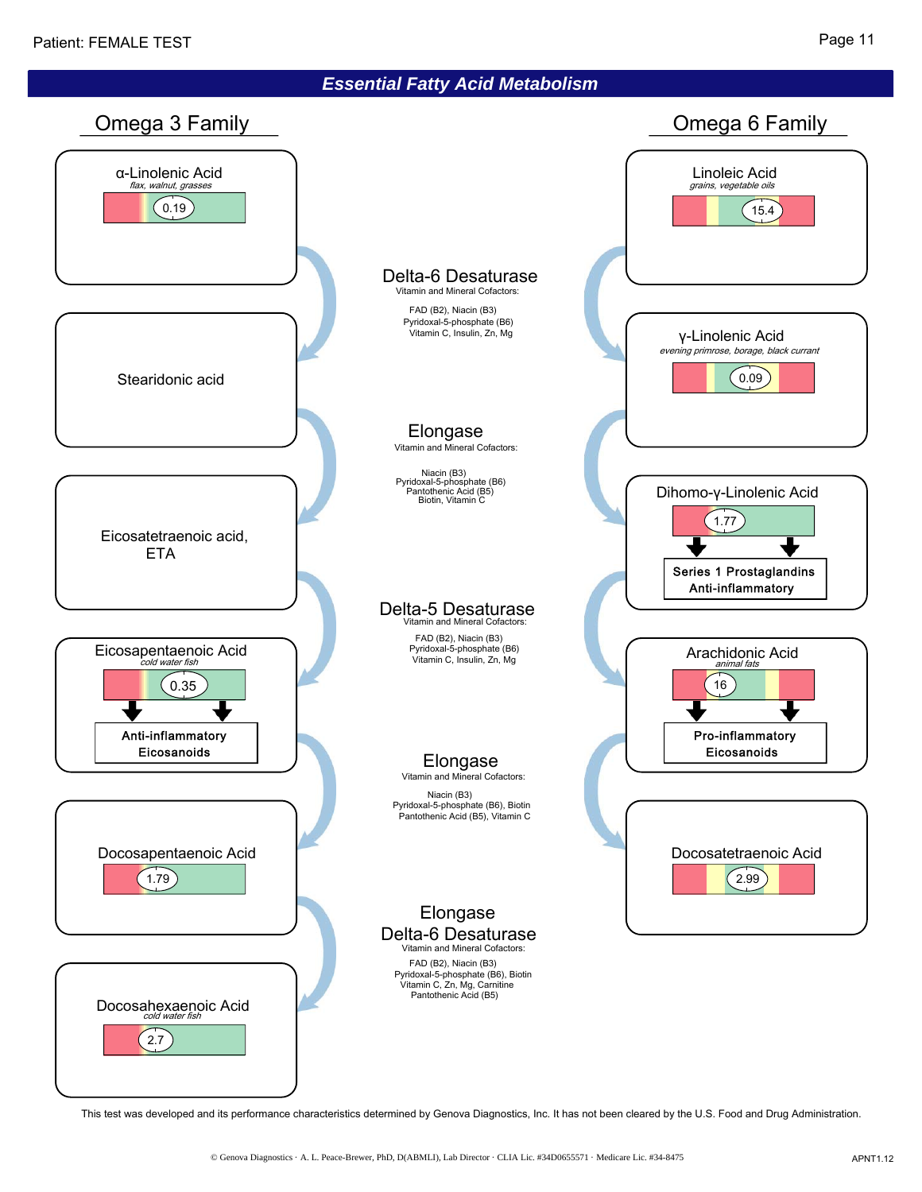Patient: FEMALE TEST

# Essential Fatty Acid Metabolism

## Omega 3 Family

**α-Linolenic Acid**
*flax, walnut, grasses*
0.19

**Stearidonic acid**

**Eicosatetraenoic acid, ETA**

**Eicosapentaenoic Acid**
*cold water fish*
0.35
→ **Anti-inflammatory Eicosanoids**

**Docosapentaenoic Acid**
1.79

**Docosahexaenoic Acid**
*cold water fish*
2.7

## Enzymes

**Delta-6 Desaturase**
Vitamin and Mineral Cofactors:
FAD (B2), Niacin (B3)
Pyridoxal-5-phosphate (B6)
Vitamin C, Insulin, Zn, Mg

**Elongase**
Vitamin and Mineral Cofactors:
Niacin (B3)
Pyridoxal-5-phosphate (B6)
Pantothenic Acid (B5)
Biotin, Vitamin C

**Delta-5 Desaturase**
Vitamin and Mineral Cofactors:
FAD (B2), Niacin (B3)
Pyridoxal-5-phosphate (B6)
Vitamin C, Insulin, Zn, Mg

**Elongase**
Vitamin and Mineral Cofactors:
Niacin (B3)
Pyridoxal-5-phosphate (B6), Biotin
Pantothenic Acid (B5), Vitamin C

**Elongase**
**Delta-6 Desaturase**
Vitamin and Mineral Cofactors:
FAD (B2), Niacin (B3)
Pyridoxal-5-phosphate (B6), Biotin
Vitamin C, Zn, Mg, Carnitine
Pantothenic Acid (B5)

## Omega 6 Family

**Linoleic Acid**
*grains, vegetable oils*
15.4

**γ-Linolenic Acid**
*evening primrose, borage, black currant*
0.09

**Dihomo-γ-Linolenic Acid**
1.77
→ **Series 1 Prostaglandins Anti-inflammatory**

**Arachidonic Acid**
*animal fats*
16
→ **Pro-inflammatory Eicosanoids**

**Docosatetraenoic Acid**
2.99

This test was developed and its performance characteristics determined by Genova Diagnostics, Inc. It has not been cleared by the U.S. Food and Drug Administration.

© Genova Diagnostics · A. L. Peace-Brewer, PhD, D(ABMLI), Lab Director · CLIA Lic. #34D0655571 · Medicare Lic. #34-8475

APNT1.12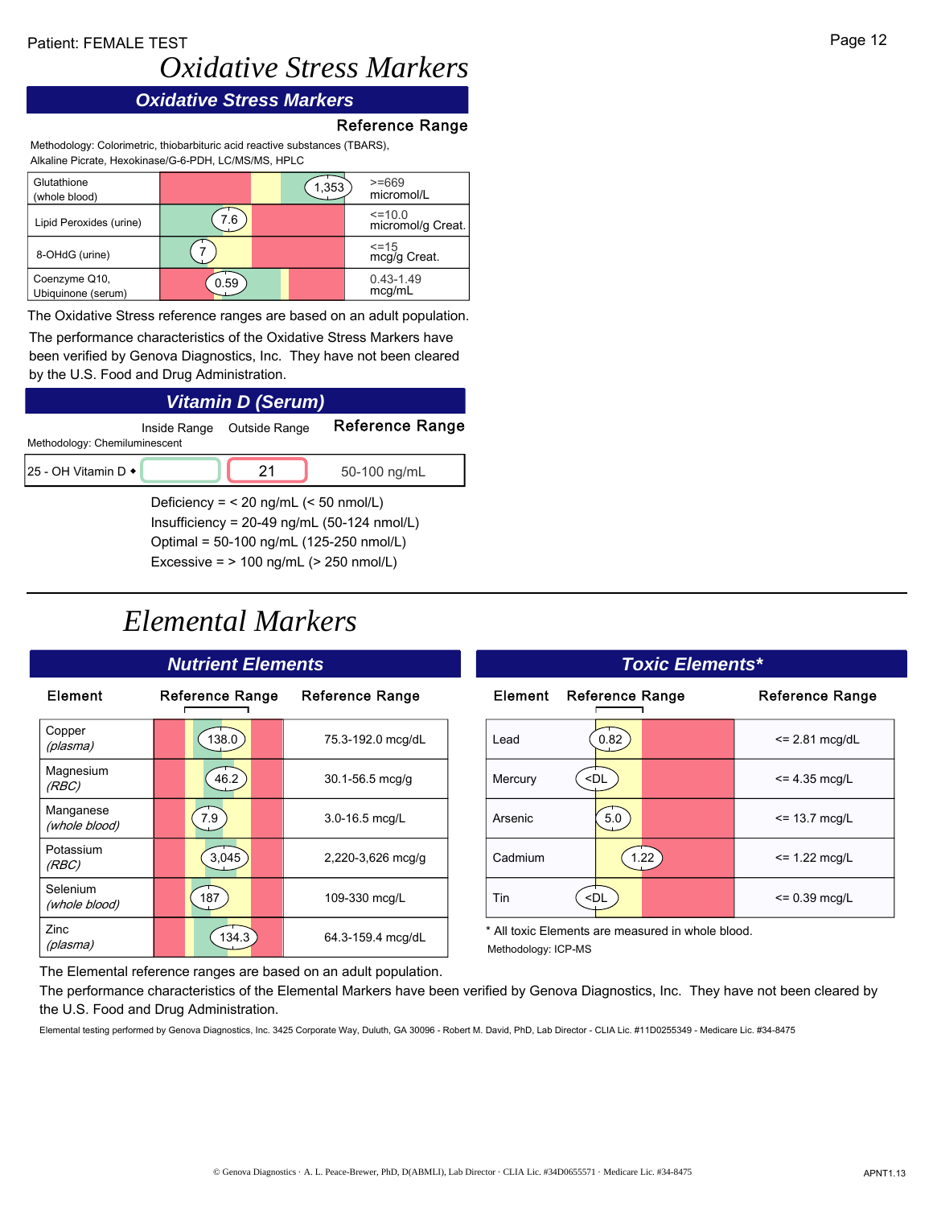Patient: FEMALE TEST

# Oxidative Stress Markers

## Oxidative Stress Markers

Methodology: Colorimetric, thiobarbituric acid reactive substances (TBARS), Alkaline Picrate, Hexokinase/G-6-PDH, LC/MS/MS, HPLC

| Marker | Result | Reference Range |
|---|---|---|
| Glutathione (whole blood) | 1,353 | >=669 micromol/L |
| Lipid Peroxides (urine) | 7.6 | <=10.0 micromol/g Creat. |
| 8-OHdG (urine) | 7 | <=15 mcg/g Creat. |
| Coenzyme Q10, Ubiquinone (serum) | 0.59 | 0.43-1.49 mcg/mL |

The Oxidative Stress reference ranges are based on an adult population.

The performance characteristics of the Oxidative Stress Markers have been verified by Genova Diagnostics, Inc. They have not been cleared by the U.S. Food and Drug Administration.

## Vitamin D (Serum)

Methodology: Chemiluminescent

| | Inside Range | Outside Range | Reference Range |
|---|---|---|---|
| 25 - OH Vitamin D ◆ | | 21 | 50-100 ng/mL |

Deficiency = < 20 ng/mL (< 50 nmol/L)
Insufficiency = 20-49 ng/mL (50-124 nmol/L)
Optimal = 50-100 ng/mL (125-250 nmol/L)
Excessive = > 100 ng/mL (> 250 nmol/L)

# Elemental Markers

## Nutrient Elements

| Element | Result | Reference Range |
|---|---|---|
| Copper *(plasma)* | 138.0 | 75.3-192.0 mcg/dL |
| Magnesium *(RBC)* | 46.2 | 30.1-56.5 mcg/g |
| Manganese *(whole blood)* | 7.9 | 3.0-16.5 mcg/L |
| Potassium *(RBC)* | 3,045 | 2,220-3,626 mcg/g |
| Selenium *(whole blood)* | 187 | 109-330 mcg/L |
| Zinc *(plasma)* | 134.3 | 64.3-159.4 mcg/dL |

## Toxic Elements*

| Element | Result | Reference Range |
|---|---|---|
| Lead | 0.82 | <= 2.81 mcg/dL |
| Mercury | <DL | <= 4.35 mcg/L |
| Arsenic | 5.0 | <= 13.7 mcg/L |
| Cadmium | 1.22 | <= 1.22 mcg/L |
| Tin | <DL | <= 0.39 mcg/L |

\* All toxic Elements are measured in whole blood.

Methodology: ICP-MS

The Elemental reference ranges are based on an adult population.

The performance characteristics of the Elemental Markers have been verified by Genova Diagnostics, Inc. They have not been cleared by the U.S. Food and Drug Administration.

Elemental testing performed by Genova Diagnostics, Inc. 3425 Corporate Way, Duluth, GA 30096 - Robert M. David, PhD, Lab Director - CLIA Lic. #11D0255349 - Medicare Lic. #34-8475

© Genova Diagnostics · A. L. Peace-Brewer, PhD, D(ABMLI), Lab Director · CLIA Lic. #34D0655571 · Medicare Lic. #34-8475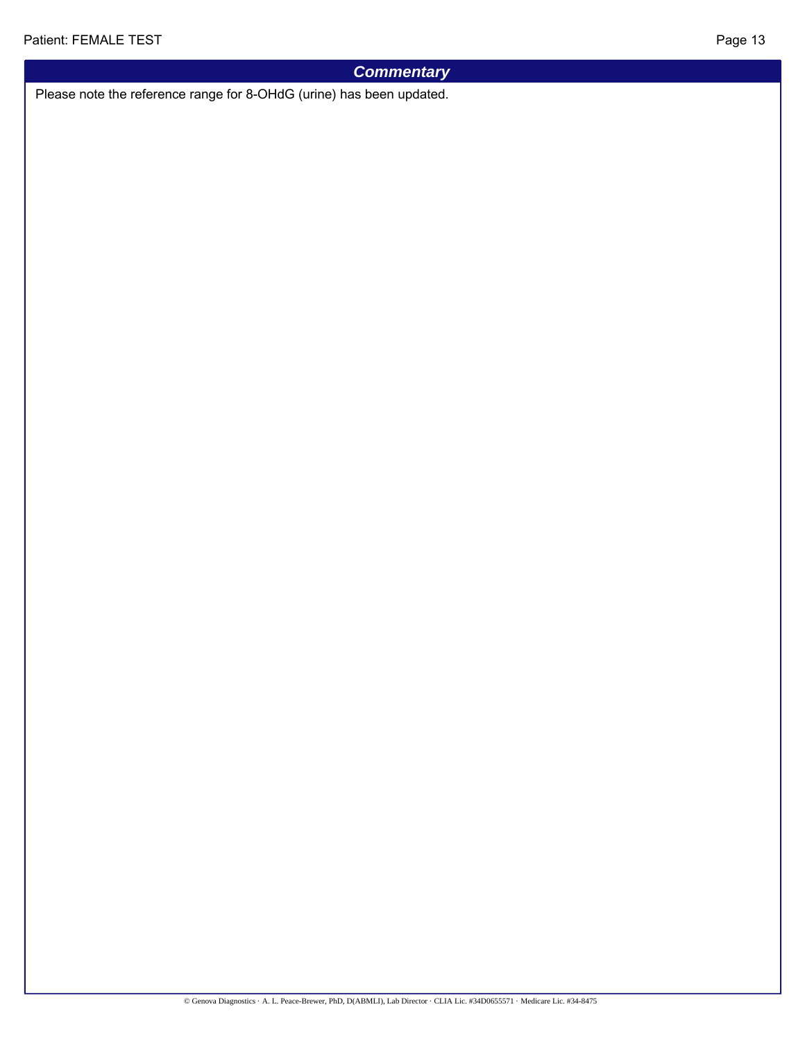## *Commentary*

Please note the reference range for 8-OHdG (urine) has been updated.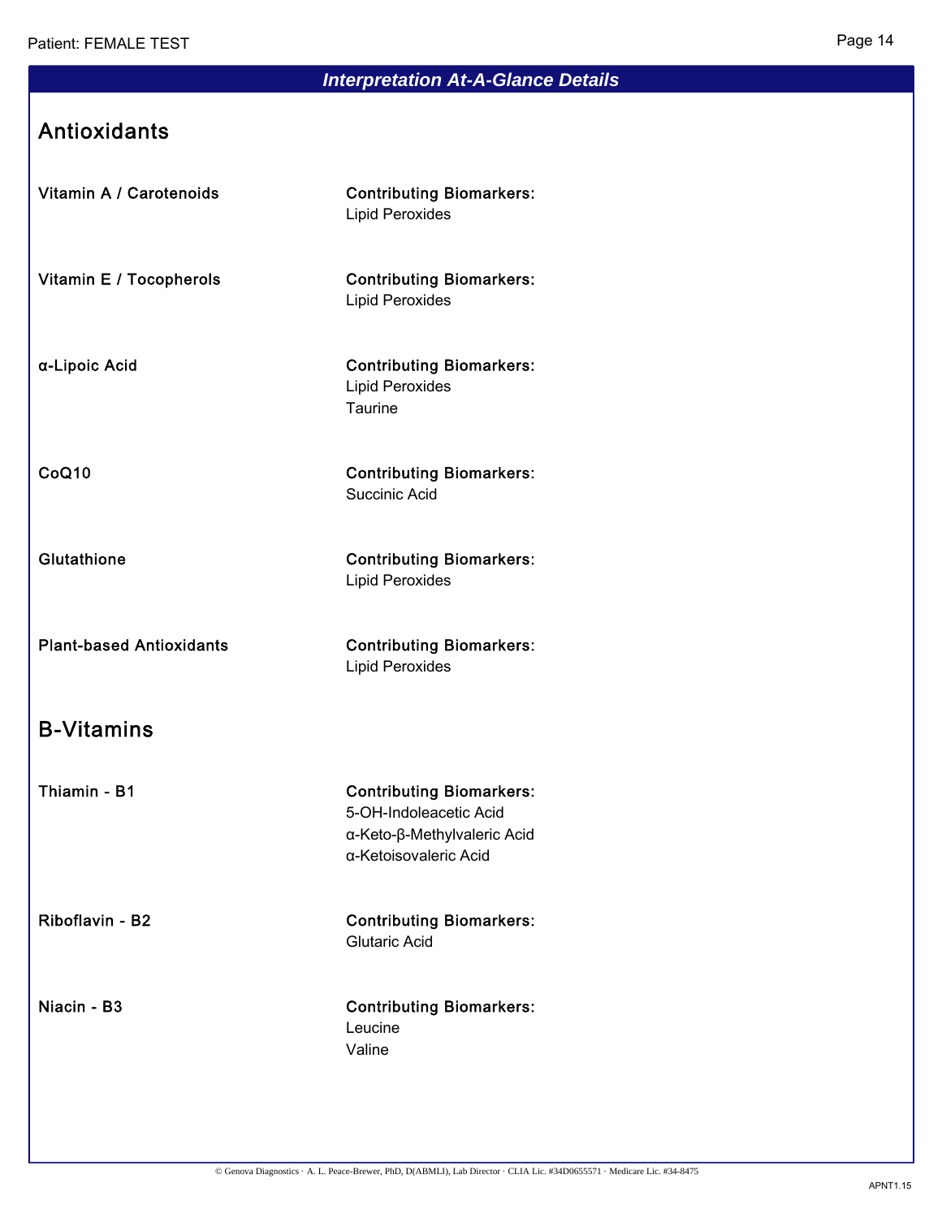## Interpretation At-A-Glance Details

### Antioxidants

**Vitamin A / Carotenoids**

**Contributing Biomarkers:**
Lipid Peroxides

**Vitamin E / Tocopherols**

**Contributing Biomarkers:**
Lipid Peroxides

**α-Lipoic Acid**

**Contributing Biomarkers:**
Lipid Peroxides
Taurine

**CoQ10**

**Contributing Biomarkers:**
Succinic Acid

**Glutathione**

**Contributing Biomarkers:**
Lipid Peroxides

**Plant-based Antioxidants**

**Contributing Biomarkers:**
Lipid Peroxides

### B-Vitamins

**Thiamin - B1**

**Contributing Biomarkers:**
5-OH-Indoleacetic Acid
α-Keto-β-Methylvaleric Acid
α-Ketoisovaleric Acid

**Riboflavin - B2**

**Contributing Biomarkers:**
Glutaric Acid

**Niacin - B3**

**Contributing Biomarkers:**
Leucine
Valine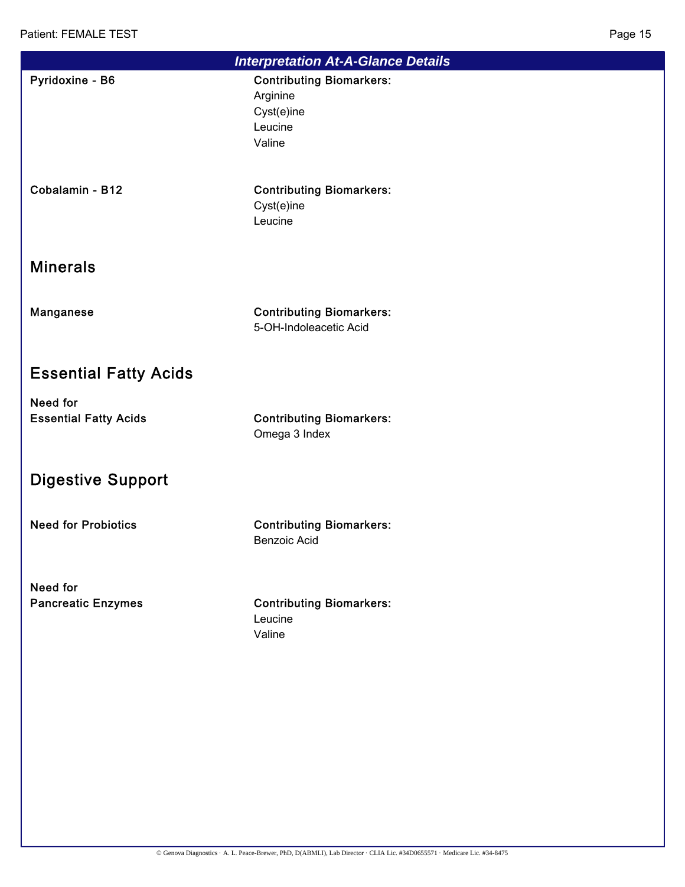## Interpretation At-A-Glance Details

**Pyridoxine - B6**

**Contributing Biomarkers:**
Arginine
Cyst(e)ine
Leucine
Valine

**Cobalamin - B12**

**Contributing Biomarkers:**
Cyst(e)ine
Leucine

### Minerals

**Manganese**

**Contributing Biomarkers:**
5-OH-Indoleacetic Acid

### Essential Fatty Acids

**Need for Essential Fatty Acids**

**Contributing Biomarkers:**
Omega 3 Index

### Digestive Support

**Need for Probiotics**

**Contributing Biomarkers:**
Benzoic Acid

**Need for Pancreatic Enzymes**

**Contributing Biomarkers:**
Leucine
Valine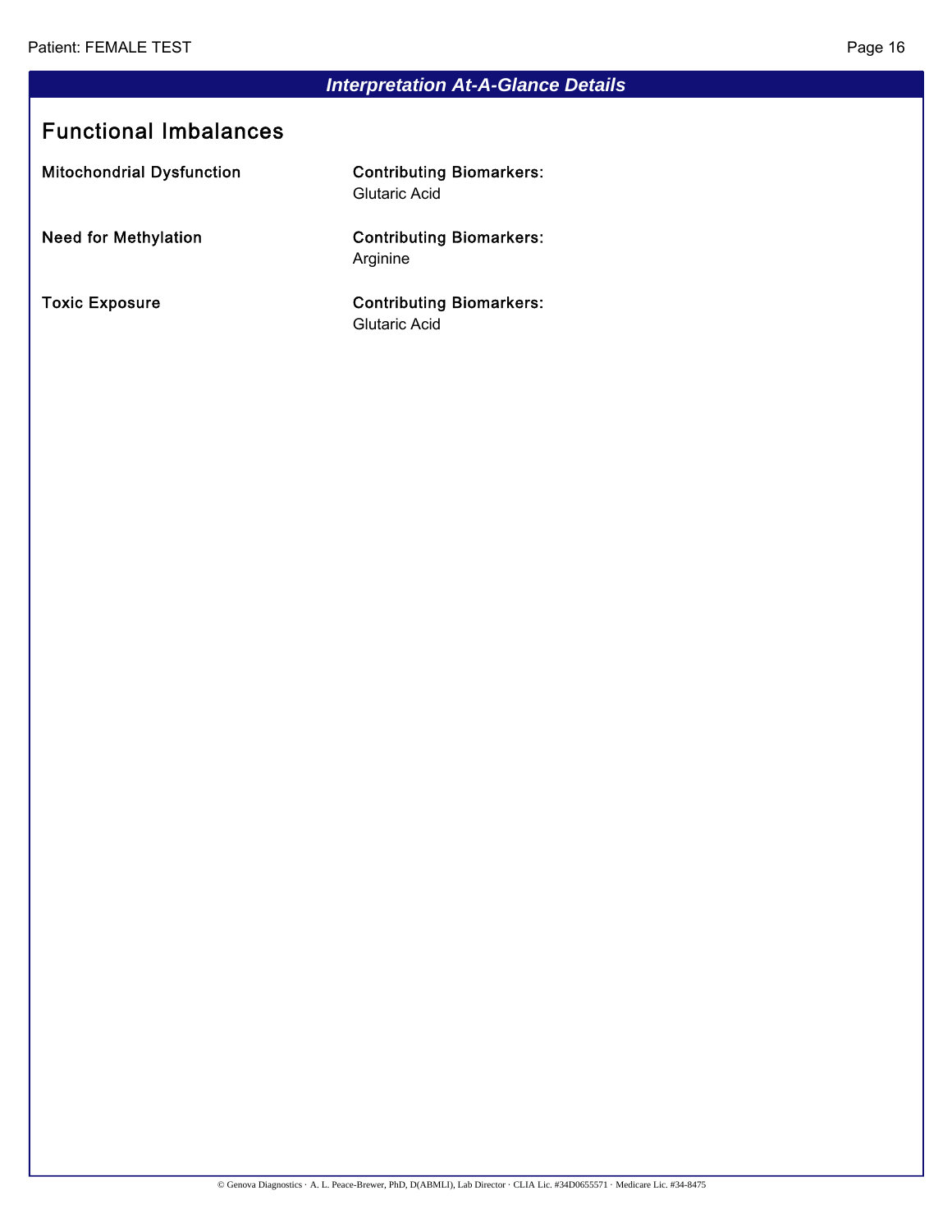## *Interpretation At-A-Glance Details*

### Functional Imbalances

| | |
|---|---|
| **Mitochondrial Dysfunction** | **Contributing Biomarkers:** Glutaric Acid |
| **Need for Methylation** | **Contributing Biomarkers:** Arginine |
| **Toxic Exposure** | **Contributing Biomarkers:** Glutaric Acid |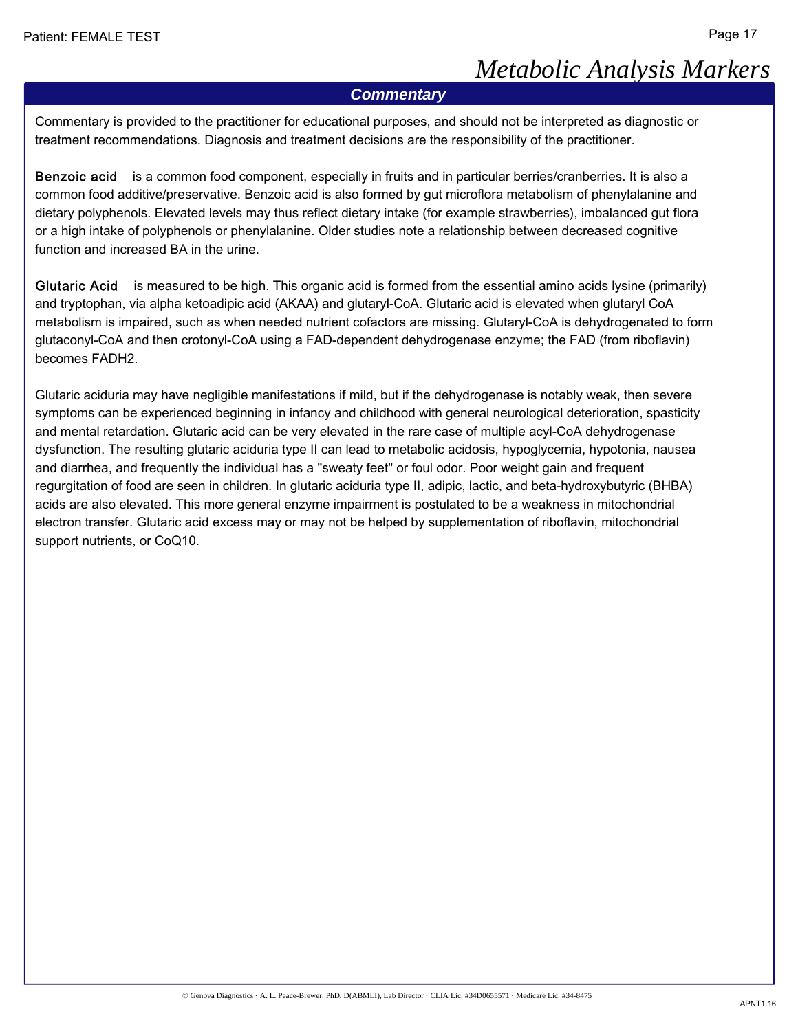# Metabolic Analysis Markers

## Commentary

Commentary is provided to the practitioner for educational purposes, and should not be interpreted as diagnostic or treatment recommendations. Diagnosis and treatment decisions are the responsibility of the practitioner.

**Benzoic acid** is a common food component, especially in fruits and in particular berries/cranberries. It is also a common food additive/preservative. Benzoic acid is also formed by gut microflora metabolism of phenylalanine and dietary polyphenols. Elevated levels may thus reflect dietary intake (for example strawberries), imbalanced gut flora or a high intake of polyphenols or phenylalanine. Older studies note a relationship between decreased cognitive function and increased BA in the urine.

**Glutaric Acid** is measured to be high. This organic acid is formed from the essential amino acids lysine (primarily) and tryptophan, via alpha ketoadipic acid (AKAA) and glutaryl-CoA. Glutaric acid is elevated when glutaryl CoA metabolism is impaired, such as when needed nutrient cofactors are missing. Glutaryl-CoA is dehydrogenated to form glutaconyl-CoA and then crotonyl-CoA using a FAD-dependent dehydrogenase enzyme; the FAD (from riboflavin) becomes $FADH_2$.

Glutaric aciduria may have negligible manifestations if mild, but if the dehydrogenase is notably weak, then severe symptoms can be experienced beginning in infancy and childhood with general neurological deterioration, spasticity and mental retardation. Glutaric acid can be very elevated in the rare case of multiple acyl-CoA dehydrogenase dysfunction. The resulting glutaric aciduria type II can lead to metabolic acidosis, hypoglycemia, hypotonia, nausea and diarrhea, and frequently the individual has a "sweaty feet" or foul odor. Poor weight gain and frequent regurgitation of food are seen in children. In glutaric aciduria type II, adipic, lactic, and beta-hydroxybutyric (BHBA) acids are also elevated. This more general enzyme impairment is postulated to be a weakness in mitochondrial electron transfer. Glutaric acid excess may or may not be helped by supplementation of riboflavin, mitochondrial support nutrients, or CoQ10.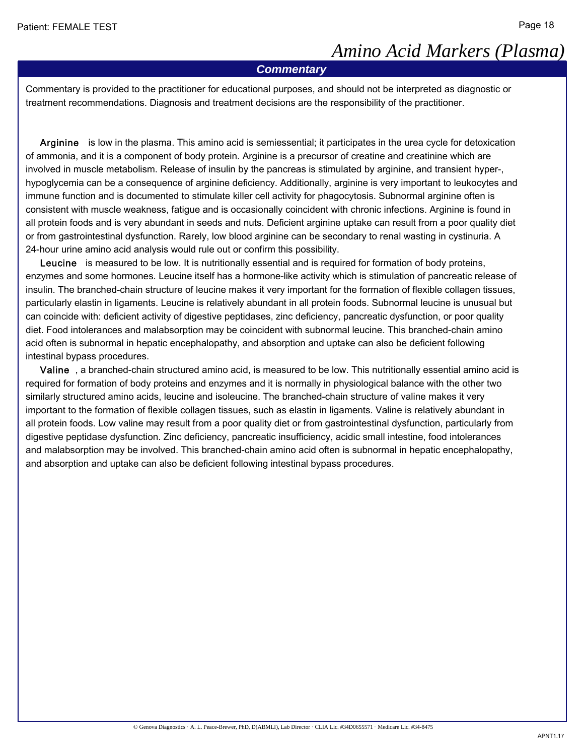# Amino Acid Markers (Plasma)

## Commentary

Commentary is provided to the practitioner for educational purposes, and should not be interpreted as diagnostic or treatment recommendations. Diagnosis and treatment decisions are the responsibility of the practitioner.

**Arginine** is low in the plasma. This amino acid is semiessential; it participates in the urea cycle for detoxication of ammonia, and it is a component of body protein. Arginine is a precursor of creatine and creatinine which are involved in muscle metabolism. Release of insulin by the pancreas is stimulated by arginine, and transient hyper-, hypoglycemia can be a consequence of arginine deficiency. Additionally, arginine is very important to leukocytes and immune function and is documented to stimulate killer cell activity for phagocytosis. Subnormal arginine often is consistent with muscle weakness, fatigue and is occasionally coincident with chronic infections. Arginine is found in all protein foods and is very abundant in seeds and nuts. Deficient arginine uptake can result from a poor quality diet or from gastrointestinal dysfunction. Rarely, low blood arginine can be secondary to renal wasting in cystinuria. A 24-hour urine amino acid analysis would rule out or confirm this possibility.

**Leucine** is measured to be low. It is nutritionally essential and is required for formation of body proteins, enzymes and some hormones. Leucine itself has a hormone-like activity which is stimulation of pancreatic release of insulin. The branched-chain structure of leucine makes it very important for the formation of flexible collagen tissues, particularly elastin in ligaments. Leucine is relatively abundant in all protein foods. Subnormal leucine is unusual but can coincide with: deficient activity of digestive peptidases, zinc deficiency, pancreatic dysfunction, or poor quality diet. Food intolerances and malabsorption may be coincident with subnormal leucine. This branched-chain amino acid often is subnormal in hepatic encephalopathy, and absorption and uptake can also be deficient following intestinal bypass procedures.

**Valine**, a branched-chain structured amino acid, is measured to be low. This nutritionally essential amino acid is required for formation of body proteins and enzymes and it is normally in physiological balance with the other two similarly structured amino acids, leucine and isoleucine. The branched-chain structure of valine makes it very important to the formation of flexible collagen tissues, such as elastin in ligaments. Valine is relatively abundant in all protein foods. Low valine may result from a poor quality diet or from gastrointestinal dysfunction, particularly from digestive peptidase dysfunction. Zinc deficiency, pancreatic insufficiency, acidic small intestine, food intolerances and malabsorption may be involved. This branched-chain amino acid often is subnormal in hepatic encephalopathy, and absorption and uptake can also be deficient following intestinal bypass procedures.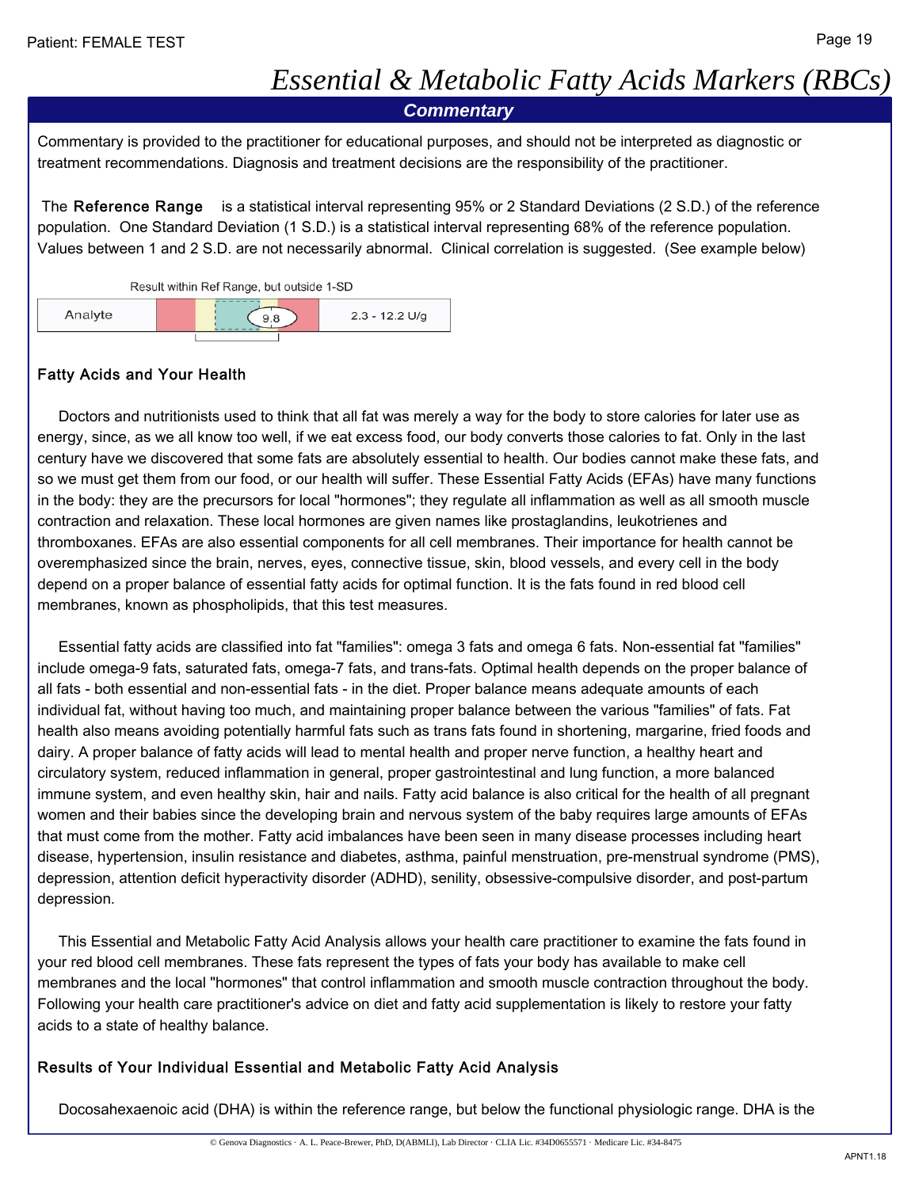# Essential & Metabolic Fatty Acids Markers (RBCs)

## Commentary

Commentary is provided to the practitioner for educational purposes, and should not be interpreted as diagnostic or treatment recommendations. Diagnosis and treatment decisions are the responsibility of the practitioner.

The **Reference Range** is a statistical interval representing 95% or 2 Standard Deviations (2 S.D.) of the reference population. One Standard Deviation (1 S.D.) is a statistical interval representing 68% of the reference population. Values between 1 and 2 S.D. are not necessarily abnormal. Clinical correlation is suggested. (See example below)

Result within Ref Range, but outside 1-SD

| Analyte | 9.8 | 2.3 - 12.2 U/g |
|---|---|---|

### Fatty Acids and Your Health

Doctors and nutritionists used to think that all fat was merely a way for the body to store calories for later use as energy, since, as we all know too well, if we eat excess food, our body converts those calories to fat. Only in the last century have we discovered that some fats are absolutely essential to health. Our bodies cannot make these fats, and so we must get them from our food, or our health will suffer. These Essential Fatty Acids (EFAs) have many functions in the body: they are the precursors for local "hormones"; they regulate all inflammation as well as all smooth muscle contraction and relaxation. These local hormones are given names like prostaglandins, leukotrienes and thromboxanes. EFAs are also essential components for all cell membranes. Their importance for health cannot be overemphasized since the brain, nerves, eyes, connective tissue, skin, blood vessels, and every cell in the body depend on a proper balance of essential fatty acids for optimal function. It is the fats found in red blood cell membranes, known as phospholipids, that this test measures.

Essential fatty acids are classified into fat "families": omega 3 fats and omega 6 fats. Non-essential fat "families" include omega-9 fats, saturated fats, omega-7 fats, and trans-fats. Optimal health depends on the proper balance of all fats - both essential and non-essential fats - in the diet. Proper balance means adequate amounts of each individual fat, without having too much, and maintaining proper balance between the various "families" of fats. Fat health also means avoiding potentially harmful fats such as trans fats found in shortening, margarine, fried foods and dairy. A proper balance of fatty acids will lead to mental health and proper nerve function, a healthy heart and circulatory system, reduced inflammation in general, proper gastrointestinal and lung function, a more balanced immune system, and even healthy skin, hair and nails. Fatty acid balance is also critical for the health of all pregnant women and their babies since the developing brain and nervous system of the baby requires large amounts of EFAs that must come from the mother. Fatty acid imbalances have been seen in many disease processes including heart disease, hypertension, insulin resistance and diabetes, asthma, painful menstruation, pre-menstrual syndrome (PMS), depression, attention deficit hyperactivity disorder (ADHD), senility, obsessive-compulsive disorder, and post-partum depression.

This Essential and Metabolic Fatty Acid Analysis allows your health care practitioner to examine the fats found in your red blood cell membranes. These fats represent the types of fats your body has available to make cell membranes and the local "hormones" that control inflammation and smooth muscle contraction throughout the body. Following your health care practitioner's advice on diet and fatty acid supplementation is likely to restore your fatty acids to a state of healthy balance.

### Results of Your Individual Essential and Metabolic Fatty Acid Analysis

Docosahexaenoic acid (DHA) is within the reference range, but below the functional physiologic range. DHA is the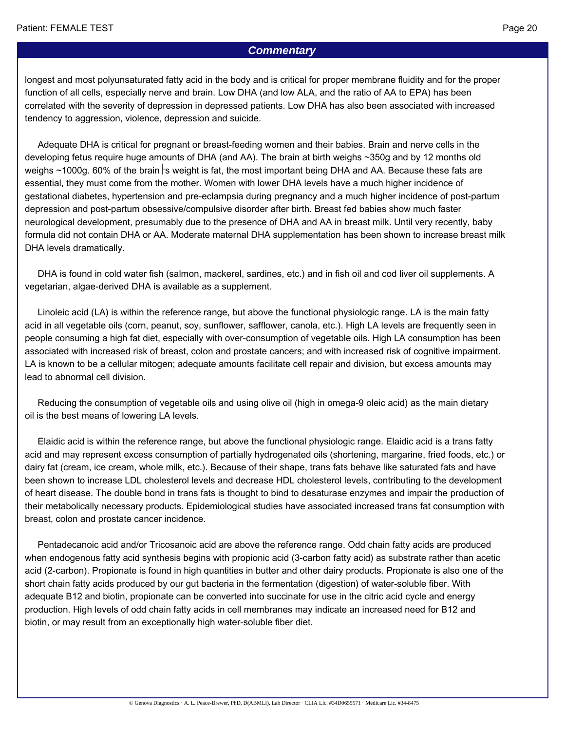## Commentary

longest and most polyunsaturated fatty acid in the body and is critical for proper membrane fluidity and for the proper function of all cells, especially nerve and brain. Low DHA (and low ALA, and the ratio of AA to EPA) has been correlated with the severity of depression in depressed patients. Low DHA has also been associated with increased tendency to aggression, violence, depression and suicide.

Adequate DHA is critical for pregnant or breast-feeding women and their babies. Brain and nerve cells in the developing fetus require huge amounts of DHA (and AA). The brain at birth weighs ~350g and by 12 months old weighs ~1000g. 60% of the brain's weight is fat, the most important being DHA and AA. Because these fats are essential, they must come from the mother. Women with lower DHA levels have a much higher incidence of gestational diabetes, hypertension and pre-eclampsia during pregnancy and a much higher incidence of post-partum depression and post-partum obsessive/compulsive disorder after birth. Breast fed babies show much faster neurological development, presumably due to the presence of DHA and AA in breast milk. Until very recently, baby formula did not contain DHA or AA. Moderate maternal DHA supplementation has been shown to increase breast milk DHA levels dramatically.

DHA is found in cold water fish (salmon, mackerel, sardines, etc.) and in fish oil and cod liver oil supplements. A vegetarian, algae-derived DHA is available as a supplement.

Linoleic acid (LA) is within the reference range, but above the functional physiologic range. LA is the main fatty acid in all vegetable oils (corn, peanut, soy, sunflower, safflower, canola, etc.). High LA levels are frequently seen in people consuming a high fat diet, especially with over-consumption of vegetable oils. High LA consumption has been associated with increased risk of breast, colon and prostate cancers; and with increased risk of cognitive impairment. LA is known to be a cellular mitogen; adequate amounts facilitate cell repair and division, but excess amounts may lead to abnormal cell division.

Reducing the consumption of vegetable oils and using olive oil (high in omega-9 oleic acid) as the main dietary oil is the best means of lowering LA levels.

Elaidic acid is within the reference range, but above the functional physiologic range. Elaidic acid is a trans fatty acid and may represent excess consumption of partially hydrogenated oils (shortening, margarine, fried foods, etc.) or dairy fat (cream, ice cream, whole milk, etc.). Because of their shape, trans fats behave like saturated fats and have been shown to increase LDL cholesterol levels and decrease HDL cholesterol levels, contributing to the development of heart disease. The double bond in trans fats is thought to bind to desaturase enzymes and impair the production of their metabolically necessary products. Epidemiological studies have associated increased trans fat consumption with breast, colon and prostate cancer incidence.

Pentadecanoic acid and/or Tricosanoic acid are above the reference range. Odd chain fatty acids are produced when endogenous fatty acid synthesis begins with propionic acid (3-carbon fatty acid) as substrate rather than acetic acid (2-carbon). Propionate is found in high quantities in butter and other dairy products. Propionate is also one of the short chain fatty acids produced by our gut bacteria in the fermentation (digestion) of water-soluble fiber. With adequate B12 and biotin, propionate can be converted into succinate for use in the citric acid cycle and energy production. High levels of odd chain fatty acids in cell membranes may indicate an increased need for B12 and biotin, or may result from an exceptionally high water-soluble fiber diet.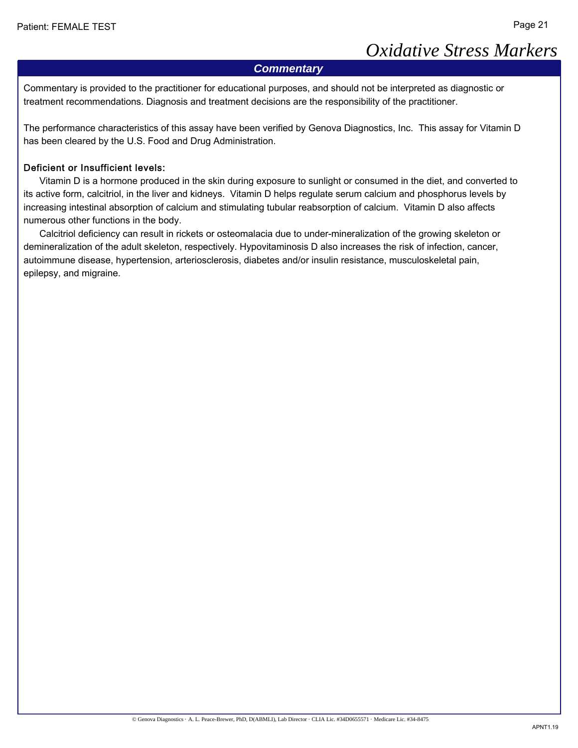# Oxidative Stress Markers

## Commentary

Commentary is provided to the practitioner for educational purposes, and should not be interpreted as diagnostic or treatment recommendations. Diagnosis and treatment decisions are the responsibility of the practitioner.

The performance characteristics of this assay have been verified by Genova Diagnostics, Inc. This assay for Vitamin D has been cleared by the U.S. Food and Drug Administration.

### Deficient or Insufficient levels:

Vitamin D is a hormone produced in the skin during exposure to sunlight or consumed in the diet, and converted to its active form, calcitriol, in the liver and kidneys. Vitamin D helps regulate serum calcium and phosphorus levels by increasing intestinal absorption of calcium and stimulating tubular reabsorption of calcium. Vitamin D also affects numerous other functions in the body.

Calcitriol deficiency can result in rickets or osteomalacia due to under-mineralization of the growing skeleton or demineralization of the adult skeleton, respectively. Hypovitaminosis D also increases the risk of infection, cancer, autoimmune disease, hypertension, arteriosclerosis, diabetes and/or insulin resistance, musculoskeletal pain, epilepsy, and migraine.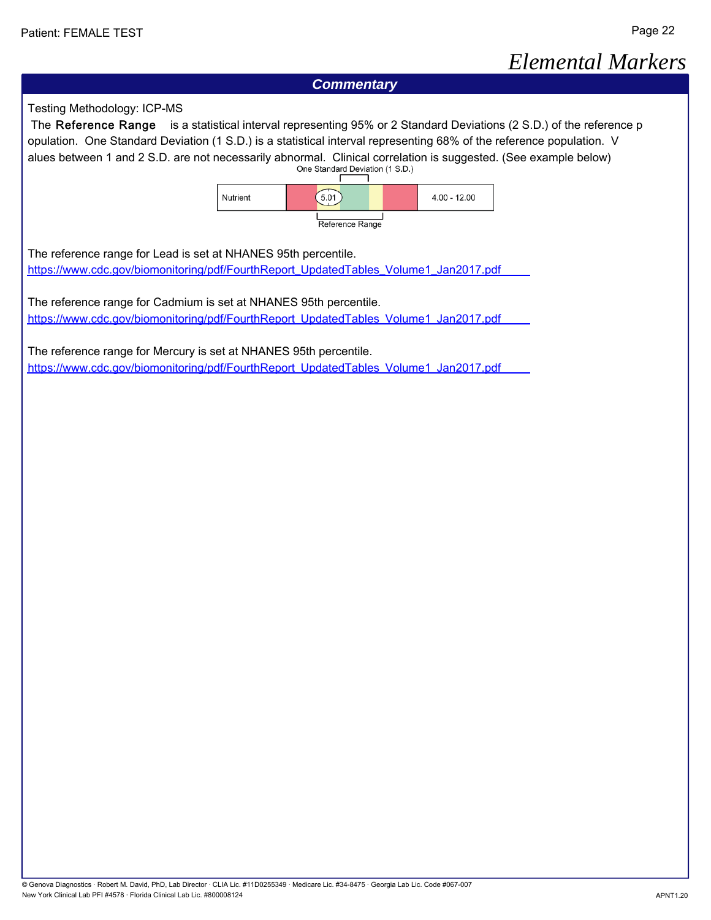# Elemental Markers

## Commentary

Testing Methodology: ICP-MS

The **Reference Range** is a statistical interval representing 95% or 2 Standard Deviations (2 S.D.) of the reference population. One Standard Deviation (1 S.D.) is a statistical interval representing 68% of the reference population. Values between 1 and 2 S.D. are not necessarily abnormal. Clinical correlation is suggested. (See example below)

One Standard Deviation (1 S.D.)

Nutrient

5.01

4.00 - 12.00

Reference Range

The reference range for Lead is set at NHANES 95th percentile.
https://www.cdc.gov/biomonitoring/pdf/FourthReport_UpdatedTables_Volume1_Jan2017.pdf

The reference range for Cadmium is set at NHANES 95th percentile.
https://www.cdc.gov/biomonitoring/pdf/FourthReport_UpdatedTables_Volume1_Jan2017.pdf

The reference range for Mercury is set at NHANES 95th percentile.
https://www.cdc.gov/biomonitoring/pdf/FourthReport_UpdatedTables_Volume1_Jan2017.pdf

© Genova Diagnostics · Robert M. David, PhD, Lab Director · CLIA Lic. #11D0255349 · Medicare Lic. #34-8475 · Georgia Lab Lic. Code #067-007
New York Clinical Lab PFI #4578 · Florida Clinical Lab Lic. #800008124